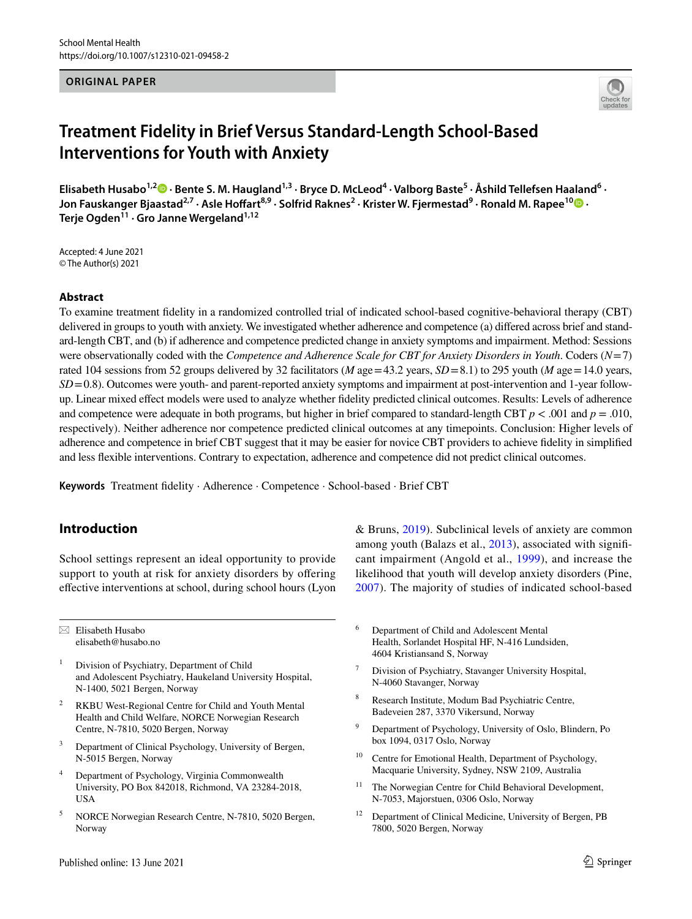ORIGINAL PAPER

# Treatment Fidelity in Brief Versus Standard-Length School-Based Interventions for Youth with Anxiety

**Elisabeth Husabo[1,2] · Bente S. M. Haugland[1,3] · Bryce D. McLeod[4] · Valborg Baste[5] · Åshild Tellefsen Haaland[6] · Jon Fauskanger Bjaastad[2,7] · Asle Hoffart[8,9] · Solfrid Raknes[2] · Krister W. Fjermestad[9] · Ronald M. Rapee[10] · Terje Ogden[11] · Gro Janne Wergeland[1,12]**

Accepted: 4 June 2021
© The Author(s) 2021

## Abstract

To examine treatment fidelity in a randomized controlled trial of indicated school-based cognitive-behavioral therapy (CBT) delivered in groups to youth with anxiety. We investigated whether adherence and competence (a) differed across brief and standard-length CBT, and (b) if adherence and competence predicted change in anxiety symptoms and impairment. Method: Sessions were observationally coded with the *Competence and Adherence Scale for CBT for Anxiety Disorders in Youth*. Coders ($N = 7$) rated 104 sessions from 52 groups delivered by 32 facilitators ($M$ age = 43.2 years, $SD = 8.1$) to 295 youth ($M$ age = 14.0 years, $SD = 0.8$). Outcomes were youth- and parent-reported anxiety symptoms and impairment at post-intervention and 1-year follow-up. Linear mixed effect models were used to analyze whether fidelity predicted clinical outcomes. Results: Levels of adherence and competence were adequate in both programs, but higher in brief compared to standard-length CBT $p < .001$ and $p = .010$, respectively). Neither adherence nor competence predicted clinical outcomes at any timepoints. Conclusion: Higher levels of adherence and competence in brief CBT suggest that it may be easier for novice CBT providers to achieve fidelity in simplified and less flexible interventions. Contrary to expectation, adherence and competence did not predict clinical outcomes.

**Keywords** Treatment fidelity · Adherence · Competence · School-based · Brief CBT

## Introduction

School settings represent an ideal opportunity to provide support to youth at risk for anxiety disorders by offering effective interventions at school, during school hours (Lyon & Bruns, 2019). Subclinical levels of anxiety are common among youth (Balazs et al., 2013), associated with significant impairment (Angold et al., 1999), and increase the likelihood that youth will develop anxiety disorders (Pine, 2007). The majority of studies of indicated school-based

---

✉ Elisabeth Husabo
elisabeth@husabo.no

1 Division of Psychiatry, Department of Child and Adolescent Psychiatry, Haukeland University Hospital, N-1400, 5021 Bergen, Norway

2 RKBU West-Regional Centre for Child and Youth Mental Health and Child Welfare, NORCE Norwegian Research Centre, N-7810, 5020 Bergen, Norway

3 Department of Clinical Psychology, University of Bergen, N-5015 Bergen, Norway

4 Department of Psychology, Virginia Commonwealth University, PO Box 842018, Richmond, VA 23284-2018, USA

5 NORCE Norwegian Research Centre, N-7810, 5020 Bergen, Norway

6 Department of Child and Adolescent Mental Health, Sorlandet Hospital HF, N-416 Lundsiden, 4604 Kristiansand S, Norway

7 Division of Psychiatry, Stavanger University Hospital, N-4060 Stavanger, Norway

8 Research Institute, Modum Bad Psychiatric Centre, Badeveien 287, 3370 Vikersund, Norway

9 Department of Psychology, University of Oslo, Blindern, Po box 1094, 0317 Oslo, Norway

10 Centre for Emotional Health, Department of Psychology, Macquarie University, Sydney, NSW 2109, Australia

11 The Norwegian Centre for Child Behavioral Development, N-7053, Majorstuen, 0306 Oslo, Norway

12 Department of Clinical Medicine, University of Bergen, PB 7800, 5020 Bergen, Norway

Published online: 13 June 2021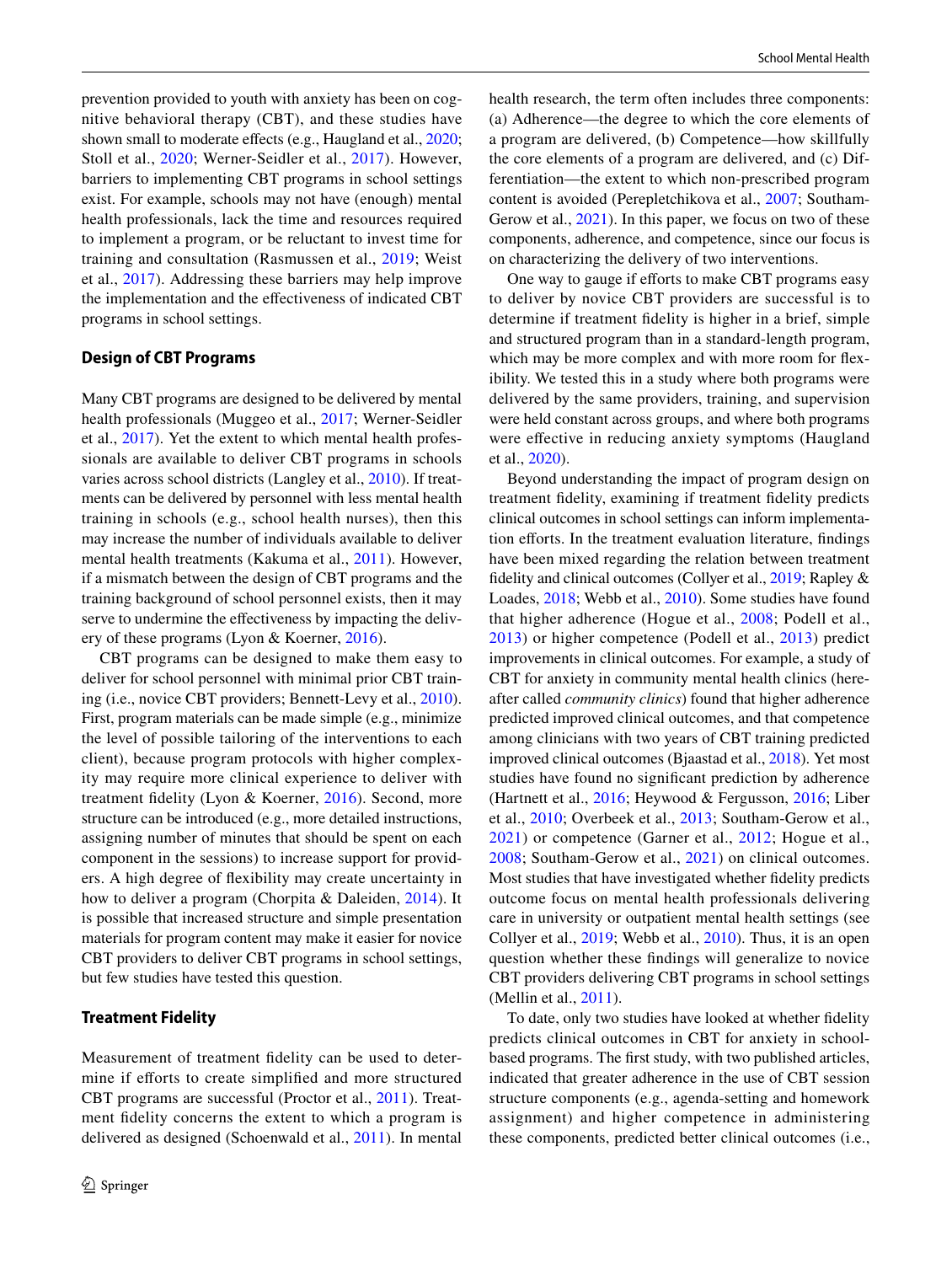prevention provided to youth with anxiety has been on cognitive behavioral therapy (CBT), and these studies have shown small to moderate effects (e.g., Haugland et al., 2020; Stoll et al., 2020; Werner-Seidler et al., 2017). However, barriers to implementing CBT programs in school settings exist. For example, schools may not have (enough) mental health professionals, lack the time and resources required to implement a program, or be reluctant to invest time for training and consultation (Rasmussen et al., 2019; Weist et al., 2017). Addressing these barriers may help improve the implementation and the effectiveness of indicated CBT programs in school settings.

### Design of CBT Programs

Many CBT programs are designed to be delivered by mental health professionals (Muggeo et al., 2017; Werner-Seidler et al., 2017). Yet the extent to which mental health professionals are available to deliver CBT programs in schools varies across school districts (Langley et al., 2010). If treatments can be delivered by personnel with less mental health training in schools (e.g., school health nurses), then this may increase the number of individuals available to deliver mental health treatments (Kakuma et al., 2011). However, if a mismatch between the design of CBT programs and the training background of school personnel exists, then it may serve to undermine the effectiveness by impacting the delivery of these programs (Lyon & Koerner, 2016).

CBT programs can be designed to make them easy to deliver for school personnel with minimal prior CBT training (i.e., novice CBT providers; Bennett-Levy et al., 2010). First, program materials can be made simple (e.g., minimize the level of possible tailoring of the interventions to each client), because program protocols with higher complexity may require more clinical experience to deliver with treatment fidelity (Lyon & Koerner, 2016). Second, more structure can be introduced (e.g., more detailed instructions, assigning number of minutes that should be spent on each component in the sessions) to increase support for providers. A high degree of flexibility may create uncertainty in how to deliver a program (Chorpita & Daleiden, 2014). It is possible that increased structure and simple presentation materials for program content may make it easier for novice CBT providers to deliver CBT programs in school settings, but few studies have tested this question.

### Treatment Fidelity

Measurement of treatment fidelity can be used to determine if efforts to create simplified and more structured CBT programs are successful (Proctor et al., 2011). Treatment fidelity concerns the extent to which a program is delivered as designed (Schoenwald et al., 2011). In mental health research, the term often includes three components: (a) Adherence—the degree to which the core elements of a program are delivered, (b) Competence—how skillfully the core elements of a program are delivered, and (c) Differentiation—the extent to which non-prescribed program content is avoided (Perepletchikova et al., 2007; Southam-Gerow et al., 2021). In this paper, we focus on two of these components, adherence, and competence, since our focus is on characterizing the delivery of two interventions.

One way to gauge if efforts to make CBT programs easy to deliver by novice CBT providers are successful is to determine if treatment fidelity is higher in a brief, simple and structured program than in a standard-length program, which may be more complex and with more room for flexibility. We tested this in a study where both programs were delivered by the same providers, training, and supervision were held constant across groups, and where both programs were effective in reducing anxiety symptoms (Haugland et al., 2020).

Beyond understanding the impact of program design on treatment fidelity, examining if treatment fidelity predicts clinical outcomes in school settings can inform implementation efforts. In the treatment evaluation literature, findings have been mixed regarding the relation between treatment fidelity and clinical outcomes (Collyer et al., 2019; Rapley & Loades, 2018; Webb et al., 2010). Some studies have found that higher adherence (Hogue et al., 2008; Podell et al., 2013) or higher competence (Podell et al., 2013) predict improvements in clinical outcomes. For example, a study of CBT for anxiety in community mental health clinics (hereafter called *community clinics*) found that higher adherence predicted improved clinical outcomes, and that competence among clinicians with two years of CBT training predicted improved clinical outcomes (Bjaastad et al., 2018). Yet most studies have found no significant prediction by adherence (Hartnett et al., 2016; Heywood & Fergusson, 2016; Liber et al., 2010; Overbeek et al., 2013; Southam-Gerow et al., 2021) or competence (Garner et al., 2012; Hogue et al., 2008; Southam-Gerow et al., 2021) on clinical outcomes. Most studies that have investigated whether fidelity predicts outcome focus on mental health professionals delivering care in university or outpatient mental health settings (see Collyer et al., 2019; Webb et al., 2010). Thus, it is an open question whether these findings will generalize to novice CBT providers delivering CBT programs in school settings (Mellin et al., 2011).

To date, only two studies have looked at whether fidelity predicts clinical outcomes in CBT for anxiety in school-based programs. The first study, with two published articles, indicated that greater adherence in the use of CBT session structure components (e.g., agenda-setting and homework assignment) and higher competence in administering these components, predicted better clinical outcomes (i.e.,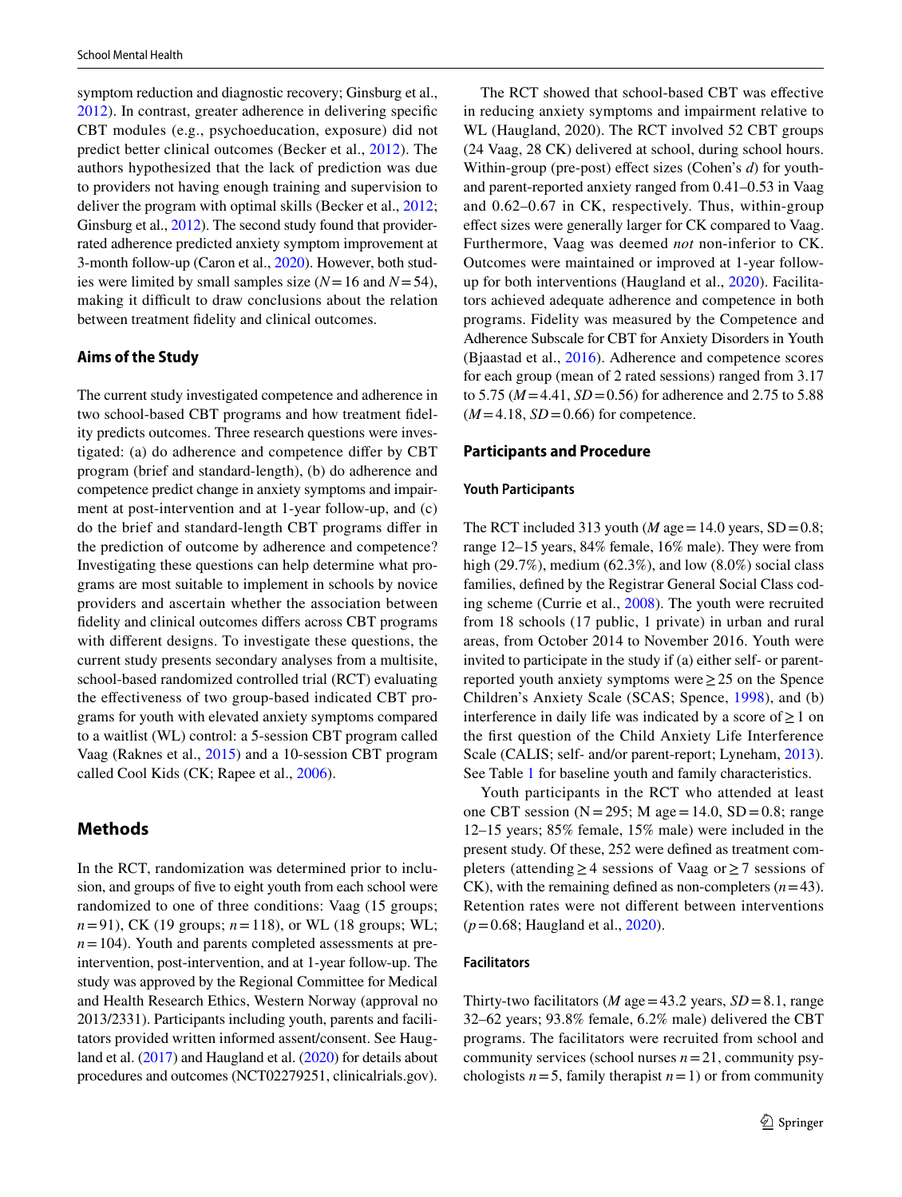symptom reduction and diagnostic recovery; Ginsburg et al., 2012). In contrast, greater adherence in delivering specific CBT modules (e.g., psychoeducation, exposure) did not predict better clinical outcomes (Becker et al., 2012). The authors hypothesized that the lack of prediction was due to providers not having enough training and supervision to deliver the program with optimal skills (Becker et al., 2012; Ginsburg et al., 2012). The second study found that provider-rated adherence predicted anxiety symptom improvement at 3-month follow-up (Caron et al., 2020). However, both studies were limited by small samples size ($N=16$ and $N=54$), making it difficult to draw conclusions about the relation between treatment fidelity and clinical outcomes.

### Aims of the Study

The current study investigated competence and adherence in two school-based CBT programs and how treatment fidelity predicts outcomes. Three research questions were investigated: (a) do adherence and competence differ by CBT program (brief and standard-length), (b) do adherence and competence predict change in anxiety symptoms and impairment at post-intervention and at 1-year follow-up, and (c) do the brief and standard-length CBT programs differ in the prediction of outcome by adherence and competence? Investigating these questions can help determine what programs are most suitable to implement in schools by novice providers and ascertain whether the association between fidelity and clinical outcomes differs across CBT programs with different designs. To investigate these questions, the current study presents secondary analyses from a multisite, school-based randomized controlled trial (RCT) evaluating the effectiveness of two group-based indicated CBT programs for youth with elevated anxiety symptoms compared to a waitlist (WL) control: a 5-session CBT program called Vaag (Raknes et al., 2015) and a 10-session CBT program called Cool Kids (CK; Rapee et al., 2006).

## Methods

In the RCT, randomization was determined prior to inclusion, and groups of five to eight youth from each school were randomized to one of three conditions: Vaag (15 groups; $n=91$), CK (19 groups; $n=118$), or WL (18 groups; WL; $n=104$). Youth and parents completed assessments at pre-intervention, post-intervention, and at 1-year follow-up. The study was approved by the Regional Committee for Medical and Health Research Ethics, Western Norway (approval no 2013/2331). Participants including youth, parents and facilitators provided written informed assent/consent. See Haugland et al. (2017) and Haugland et al. (2020) for details about procedures and outcomes (NCT02279251, clinicaltrials.gov).

The RCT showed that school-based CBT was effective in reducing anxiety symptoms and impairment relative to WL (Haugland, 2020). The RCT involved 52 CBT groups (24 Vaag, 28 CK) delivered at school, during school hours. Within-group (pre-post) effect sizes (Cohen's *d*) for youth- and parent-reported anxiety ranged from 0.41–0.53 in Vaag and 0.62–0.67 in CK, respectively. Thus, within-group effect sizes were generally larger for CK compared to Vaag. Furthermore, Vaag was deemed *not* non-inferior to CK. Outcomes were maintained or improved at 1-year follow-up for both interventions (Haugland et al., 2020). Facilitators achieved adequate adherence and competence in both programs. Fidelity was measured by the Competence and Adherence Subscale for CBT for Anxiety Disorders in Youth (Bjaastad et al., 2016). Adherence and competence scores for each group (mean of 2 rated sessions) ranged from 3.17 to 5.75 ($M=4.41$, $SD=0.56$) for adherence and 2.75 to 5.88 ($M=4.18$, $SD=0.66$) for competence.

## Participants and Procedure

### Youth Participants

The RCT included 313 youth ($M$ age $=14.0$ years, SD $=0.8$; range 12–15 years, 84% female, 16% male). They were from high (29.7%), medium (62.3%), and low (8.0%) social class families, defined by the Registrar General Social Class coding scheme (Currie et al., 2008). The youth were recruited from 18 schools (17 public, 1 private) in urban and rural areas, from October 2014 to November 2016. Youth were invited to participate in the study if (a) either self- or parent-reported youth anxiety symptoms were $\geq 25$ on the Spence Children's Anxiety Scale (SCAS; Spence, 1998), and (b) interference in daily life was indicated by a score of $\geq 1$ on the first question of the Child Anxiety Life Interference Scale (CALIS; self- and/or parent-report; Lyneham, 2013). See Table 1 for baseline youth and family characteristics.

Youth participants in the RCT who attended at least one CBT session (N $=295$; M age $=14.0$, SD $=0.8$; range 12–15 years; 85% female, 15% male) were included in the present study. Of these, 252 were defined as treatment completers (attending $\geq 4$ sessions of Vaag or $\geq 7$ sessions of CK), with the remaining defined as non-completers ($n=43$). Retention rates were not different between interventions ($p=0.68$; Haugland et al., 2020).

### Facilitators

Thirty-two facilitators ($M$ age $=43.2$ years, $SD=8.1$, range 32–62 years; 93.8% female, 6.2% male) delivered the CBT programs. The facilitators were recruited from school and community services (school nurses $n=21$, community psychologists $n=5$, family therapist $n=1$) or from community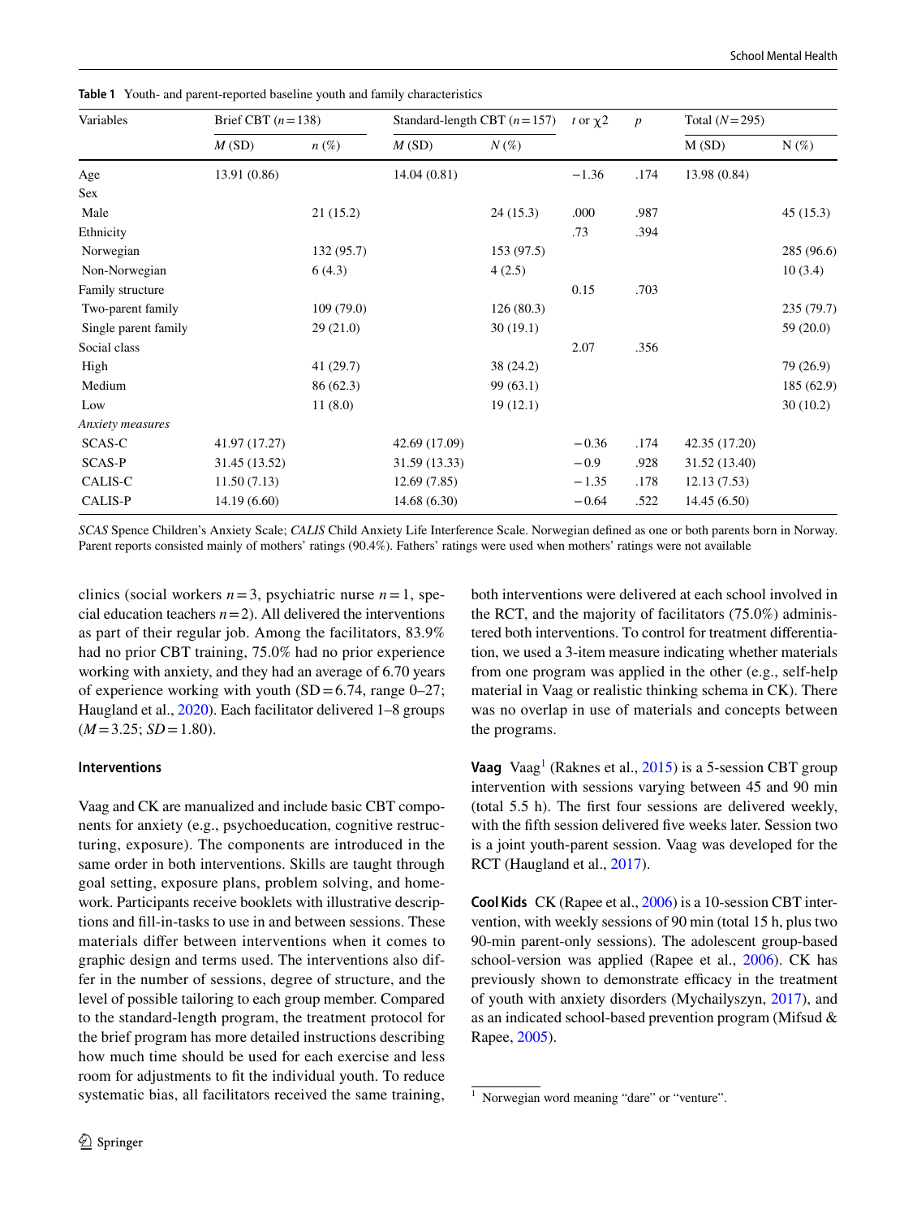**Table 1** Youth- and parent-reported baseline youth and family characteristics

| Variables | Brief CBT ($n=138$) | | Standard-length CBT ($n=157$) | | $t$ or $\chi 2$ | $p$ | Total ($N=295$) | |
|---|---|---|---|---|---|---|---|---|
| | *M* (SD) | *n* (%) | *M* (SD) | *N* (%) | | | M (SD) | N (%) |
| Age | 13.91 (0.86) | | 14.04 (0.81) | | −1.36 | .174 | 13.98 (0.84) | |
| Sex | | | | | | | | |
| Male | | 21 (15.2) | | 24 (15.3) | .000 | .987 | | 45 (15.3) |
| Ethnicity | | | | | .73 | .394 | | |
| Norwegian | | 132 (95.7) | | 153 (97.5) | | | | 285 (96.6) |
| Non-Norwegian | | 6 (4.3) | | 4 (2.5) | | | | 10 (3.4) |
| Family structure | | | | | 0.15 | .703 | | |
| Two-parent family | | 109 (79.0) | | 126 (80.3) | | | | 235 (79.7) |
| Single parent family | | 29 (21.0) | | 30 (19.1) | | | | 59 (20.0) |
| Social class | | | | | 2.07 | .356 | | |
| High | | 41 (29.7) | | 38 (24.2) | | | | 79 (26.9) |
| Medium | | 86 (62.3) | | 99 (63.1) | | | | 185 (62.9) |
| Low | | 11 (8.0) | | 19 (12.1) | | | | 30 (10.2) |
| *Anxiety measures* | | | | | | | | |
| SCAS-C | 41.97 (17.27) | | 42.69 (17.09) | | −0.36 | .174 | 42.35 (17.20) | |
| SCAS-P | 31.45 (13.52) | | 31.59 (13.33) | | −0.9 | .928 | 31.52 (13.40) | |
| CALIS-C | 11.50 (7.13) | | 12.69 (7.85) | | −1.35 | .178 | 12.13 (7.53) | |
| CALIS-P | 14.19 (6.60) | | 14.68 (6.30) | | −0.64 | .522 | 14.45 (6.50) | |

*SCAS* Spence Children's Anxiety Scale; *CALIS* Child Anxiety Life Interference Scale. Norwegian defined as one or both parents born in Norway. Parent reports consisted mainly of mothers' ratings (90.4%). Fathers' ratings were used when mothers' ratings were not available

clinics (social workers $n=3$, psychiatric nurse $n=1$, special education teachers $n=2$). All delivered the interventions as part of their regular job. Among the facilitators, 83.9% had no prior CBT training, 75.0% had no prior experience working with anxiety, and they had an average of 6.70 years of experience working with youth (SD = 6.74, range 0–27; Haugland et al., 2020). Each facilitator delivered 1–8 groups ($M=3.25$; $SD=1.80$).

### Interventions

Vaag and CK are manualized and include basic CBT components for anxiety (e.g., psychoeducation, cognitive restructuring, exposure). The components are introduced in the same order in both interventions. Skills are taught through goal setting, exposure plans, problem solving, and homework. Participants receive booklets with illustrative descriptions and fill-in-tasks to use in and between sessions. These materials differ between interventions when it comes to graphic design and terms used. The interventions also differ in the number of sessions, degree of structure, and the level of possible tailoring to each group member. Compared to the standard-length program, the treatment protocol for the brief program has more detailed instructions describing how much time should be used for each exercise and less room for adjustments to fit the individual youth. To reduce systematic bias, all facilitators received the same training, both interventions were delivered at each school involved in the RCT, and the majority of facilitators (75.0%) administered both interventions. To control for treatment differentiation, we used a 3-item measure indicating whether materials from one program was applied in the other (e.g., self-help material in Vaag or realistic thinking schema in CK). There was no overlap in use of materials and concepts between the programs.

**Vaag** Vaag[1] (Raknes et al., 2015) is a 5-session CBT group intervention with sessions varying between 45 and 90 min (total 5.5 h). The first four sessions are delivered weekly, with the fifth session delivered five weeks later. Session two is a joint youth-parent session. Vaag was developed for the RCT (Haugland et al., 2017).

**Cool Kids** CK (Rapee et al., 2006) is a 10-session CBT intervention, with weekly sessions of 90 min (total 15 h, plus two 90-min parent-only sessions). The adolescent group-based school-version was applied (Rapee et al., 2006). CK has previously shown to demonstrate efficacy in the treatment of youth with anxiety disorders (Mychailyszyn, 2017), and as an indicated school-based prevention program (Mifsud & Rapee, 2005).

[1] Norwegian word meaning "dare" or "venture".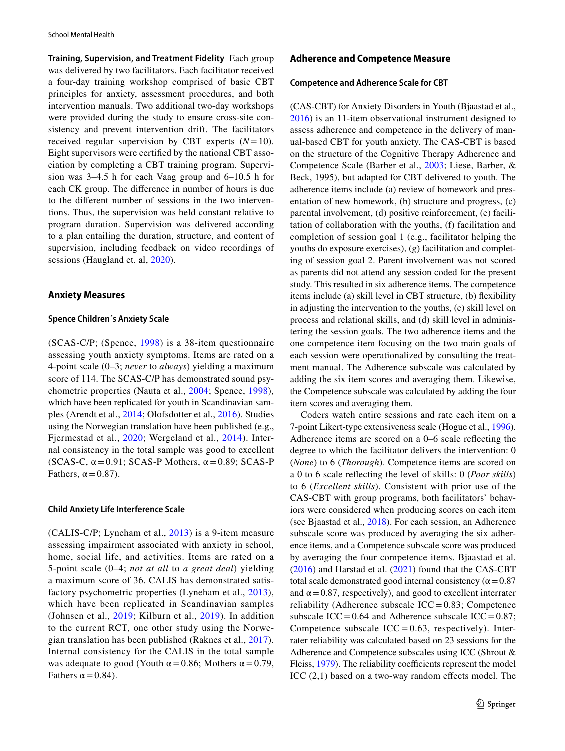**Training, Supervision, and Treatment Fidelity** Each group was delivered by two facilitators. Each facilitator received a four-day training workshop comprised of basic CBT principles for anxiety, assessment procedures, and both intervention manuals. Two additional two-day workshops were provided during the study to ensure cross-site consistency and prevent intervention drift. The facilitators received regular supervision by CBT experts ($N = 10$). Eight supervisors were certified by the national CBT association by completing a CBT training program. Supervision was 3–4.5 h for each Vaag group and 6–10.5 h for each CK group. The difference in number of hours is due to the different number of sessions in the two interventions. Thus, the supervision was held constant relative to program duration. Supervision was delivered according to a plan entailing the duration, structure, and content of supervision, including feedback on video recordings of sessions (Haugland et. al, 2020).

## Anxiety Measures

### Spence Children´s Anxiety Scale

(SCAS-C/P; (Spence, 1998) is a 38-item questionnaire assessing youth anxiety symptoms. Items are rated on a 4-point scale (0–3; *never* to *always*) yielding a maximum score of 114. The SCAS-C/P has demonstrated sound psychometric properties (Nauta et al., 2004; Spence, 1998), which have been replicated for youth in Scandinavian samples (Arendt et al., 2014; Olofsdotter et al., 2016). Studies using the Norwegian translation have been published (e.g., Fjermestad et al., 2020; Wergeland et al., 2014). Internal consistency in the total sample was good to excellent (SCAS-C, $\alpha = 0.91$; SCAS-P Mothers, $\alpha = 0.89$; SCAS-P Fathers, $\alpha = 0.87$).

### Child Anxiety Life Interference Scale

(CALIS-C/P; Lyneham et al., 2013) is a 9-item measure assessing impairment associated with anxiety in school, home, social life, and activities. Items are rated on a 5-point scale (0–4; *not at all* to *a great deal*) yielding a maximum score of 36. CALIS has demonstrated satisfactory psychometric properties (Lyneham et al., 2013), which have been replicated in Scandinavian samples (Johnsen et al., 2019; Kilburn et al., 2019). In addition to the current RCT, one other study using the Norwegian translation has been published (Raknes et al., 2017). Internal consistency for the CALIS in the total sample was adequate to good (Youth $\alpha = 0.86$; Mothers $\alpha = 0.79$, Fathers $\alpha = 0.84$).

## Adherence and Competence Measure

### Competence and Adherence Scale for CBT

(CAS-CBT) for Anxiety Disorders in Youth (Bjaastad et al., 2016) is an 11-item observational instrument designed to assess adherence and competence in the delivery of manual-based CBT for youth anxiety. The CAS-CBT is based on the structure of the Cognitive Therapy Adherence and Competence Scale (Barber et al., 2003; Liese, Barber, & Beck, 1995), but adapted for CBT delivered to youth. The adherence items include (a) review of homework and presentation of new homework, (b) structure and progress, (c) parental involvement, (d) positive reinforcement, (e) facilitation of collaboration with the youths, (f) facilitation and completion of session goal 1 (e.g., facilitator helping the youths do exposure exercises), (g) facilitation and completing of session goal 2. Parent involvement was not scored as parents did not attend any session coded for the present study. This resulted in six adherence items. The competence items include (a) skill level in CBT structure, (b) flexibility in adjusting the intervention to the youths, (c) skill level on process and relational skills, and (d) skill level in administering the session goals. The two adherence items and the one competence item focusing on the two main goals of each session were operationalized by consulting the treatment manual. The Adherence subscale was calculated by adding the six item scores and averaging them. Likewise, the Competence subscale was calculated by adding the four item scores and averaging them.

Coders watch entire sessions and rate each item on a 7-point Likert-type extensiveness scale (Hogue et al., 1996). Adherence items are scored on a 0–6 scale reflecting the degree to which the facilitator delivers the intervention: 0 (*None*) to 6 (*Thorough*). Competence items are scored on a 0 to 6 scale reflecting the level of skills: 0 (*Poor skills*) to 6 (*Excellent skills*). Consistent with prior use of the CAS-CBT with group programs, both facilitators' behaviors were considered when producing scores on each item (see Bjaastad et al., 2018). For each session, an Adherence subscale score was produced by averaging the six adherence items, and a Competence subscale score was produced by averaging the four competence items. Bjaastad et al. (2016) and Harstad et al. (2021) found that the CAS-CBT total scale demonstrated good internal consistency ($\alpha = 0.87$ and $\alpha = 0.87$, respectively), and good to excellent interrater reliability (Adherence subscale ICC = 0.83; Competence subscale ICC = 0.64 and Adherence subscale ICC = 0.87; Competence subscale ICC = 0.63, respectively). Interrater reliability was calculated based on 23 sessions for the Adherence and Competence subscales using ICC (Shrout & Fleiss, 1979). The reliability coefficients represent the model ICC (2,1) based on a two-way random effects model. The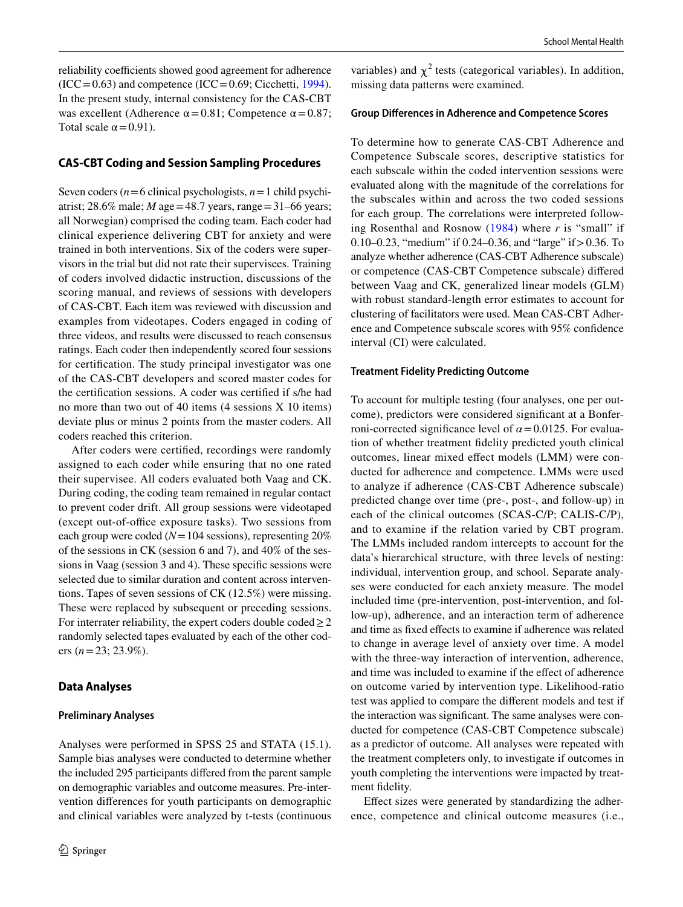reliability coefficients showed good agreement for adherence (ICC = 0.63) and competence (ICC = 0.69; Cicchetti, 1994). In the present study, internal consistency for the CAS-CBT was excellent (Adherence α = 0.81; Competence α = 0.87; Total scale α = 0.91).

### CAS-CBT Coding and Session Sampling Procedures

Seven coders (*n* = 6 clinical psychologists, *n* = 1 child psychiatrist; 28.6% male; *M* age = 48.7 years, range = 31–66 years; all Norwegian) comprised the coding team. Each coder had clinical experience delivering CBT for anxiety and were trained in both interventions. Six of the coders were supervisors in the trial but did not rate their supervisees. Training of coders involved didactic instruction, discussions of the scoring manual, and reviews of sessions with developers of CAS-CBT. Each item was reviewed with discussion and examples from videotapes. Coders engaged in coding of three videos, and results were discussed to reach consensus ratings. Each coder then independently scored four sessions for certification. The study principal investigator was one of the CAS-CBT developers and scored master codes for the certification sessions. A coder was certified if s/he had no more than two out of 40 items (4 sessions X 10 items) deviate plus or minus 2 points from the master coders. All coders reached this criterion.

After coders were certified, recordings were randomly assigned to each coder while ensuring that no one rated their supervisee. All coders evaluated both Vaag and CK. During coding, the coding team remained in regular contact to prevent coder drift. All group sessions were videotaped (except out-of-office exposure tasks). Two sessions from each group were coded (*N* = 104 sessions), representing 20% of the sessions in CK (session 6 and 7), and 40% of the sessions in Vaag (session 3 and 4). These specific sessions were selected due to similar duration and content across interventions. Tapes of seven sessions of CK (12.5%) were missing. These were replaced by subsequent or preceding sessions. For interrater reliability, the expert coders double coded ≥ 2 randomly selected tapes evaluated by each of the other coders (*n* = 23; 23.9%).

### Data Analyses

#### Preliminary Analyses

Analyses were performed in SPSS 25 and STATA (15.1). Sample bias analyses were conducted to determine whether the included 295 participants differed from the parent sample on demographic variables and outcome measures. Pre-intervention differences for youth participants on demographic and clinical variables were analyzed by t-tests (continuous variables) and $\chi^2$ tests (categorical variables). In addition, missing data patterns were examined.

#### Group Differences in Adherence and Competence Scores

To determine how to generate CAS-CBT Adherence and Competence Subscale scores, descriptive statistics for each subscale within the coded intervention sessions were evaluated along with the magnitude of the correlations for the subscales within and across the two coded sessions for each group. The correlations were interpreted following Rosenthal and Rosnow (1984) where *r* is "small" if 0.10–0.23, "medium" if 0.24–0.36, and "large" if > 0.36. To analyze whether adherence (CAS-CBT Adherence subscale) or competence (CAS-CBT Competence subscale) differed between Vaag and CK, generalized linear models (GLM) with robust standard-length error estimates to account for clustering of facilitators were used. Mean CAS-CBT Adherence and Competence subscale scores with 95% confidence interval (CI) were calculated.

#### Treatment Fidelity Predicting Outcome

To account for multiple testing (four analyses, one per outcome), predictors were considered significant at a Bonferroni-corrected significance level of $\alpha = 0.0125$. For evaluation of whether treatment fidelity predicted youth clinical outcomes, linear mixed effect models (LMM) were conducted for adherence and competence. LMMs were used to analyze if adherence (CAS-CBT Adherence subscale) predicted change over time (pre-, post-, and follow-up) in each of the clinical outcomes (SCAS-C/P; CALIS-C/P), and to examine if the relation varied by CBT program. The LMMs included random intercepts to account for the data's hierarchical structure, with three levels of nesting: individual, intervention group, and school. Separate analyses were conducted for each anxiety measure. The model included time (pre-intervention, post-intervention, and follow-up), adherence, and an interaction term of adherence and time as fixed effects to examine if adherence was related to change in average level of anxiety over time. A model with the three-way interaction of intervention, adherence, and time was included to examine if the effect of adherence on outcome varied by intervention type. Likelihood-ratio test was applied to compare the different models and test if the interaction was significant. The same analyses were conducted for competence (CAS-CBT Competence subscale) as a predictor of outcome. All analyses were repeated with the treatment completers only, to investigate if outcomes in youth completing the interventions were impacted by treatment fidelity.

Effect sizes were generated by standardizing the adherence, competence and clinical outcome measures (i.e.,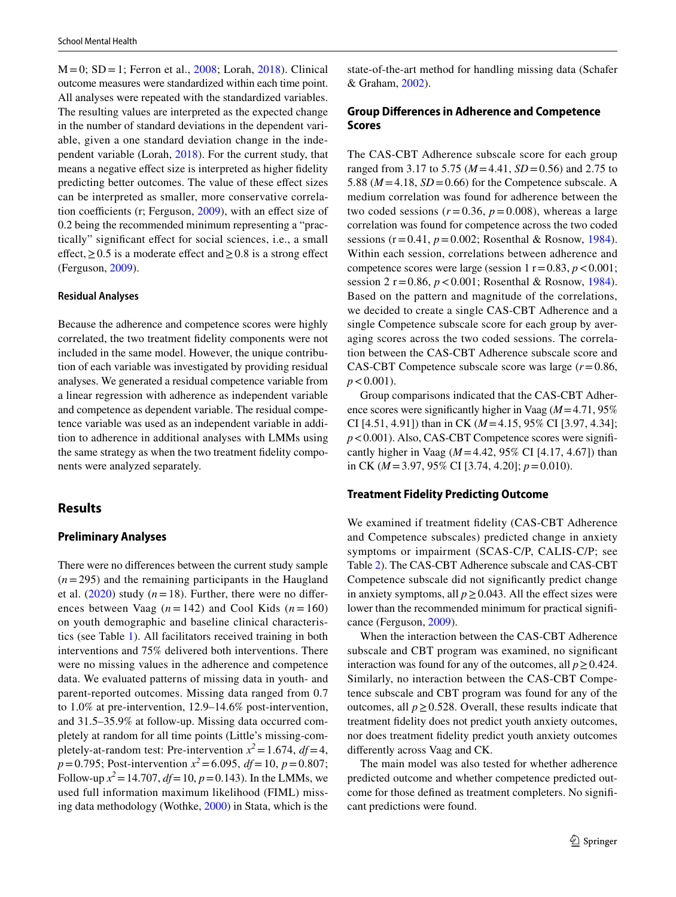$M = 0$; $SD = 1$; Ferron et al., 2008; Lorah, 2018). Clinical outcome measures were standardized within each time point. All analyses were repeated with the standardized variables. The resulting values are interpreted as the expected change in the number of standard deviations in the dependent variable, given a one standard deviation change in the independent variable (Lorah, 2018). For the current study, that means a negative effect size is interpreted as higher fidelity predicting better outcomes. The value of these effect sizes can be interpreted as smaller, more conservative correlation coefficients (r; Ferguson, 2009), with an effect size of 0.2 being the recommended minimum representing a "practically" significant effect for social sciences, i.e., a small effect, ≥ 0.5 is a moderate effect and ≥ 0.8 is a strong effect (Ferguson, 2009).

#### Residual Analyses

Because the adherence and competence scores were highly correlated, the two treatment fidelity components were not included in the same model. However, the unique contribution of each variable was investigated by providing residual analyses. We generated a residual competence variable from a linear regression with adherence as independent variable and competence as dependent variable. The residual competence variable was used as an independent variable in addition to adherence in additional analyses with LMMs using the same strategy as when the two treatment fidelity components were analyzed separately.

## Results

### Preliminary Analyses

There were no differences between the current study sample ($n = 295$) and the remaining participants in the Haugland et al. (2020) study ($n = 18$). Further, there were no differences between Vaag ($n = 142$) and Cool Kids ($n = 160$) on youth demographic and baseline clinical characteristics (see Table 1). All facilitators received training in both interventions and 75% delivered both interventions. There were no missing values in the adherence and competence data. We evaluated patterns of missing data in youth- and parent-reported outcomes. Missing data ranged from 0.7 to 1.0% at pre-intervention, 12.9–14.6% post-intervention, and 31.5–35.9% at follow-up. Missing data occurred completely at random for all time points (Little's missing-completely-at-random test: Pre-intervention $x^2 = 1.674$, $df = 4$, $p = 0.795$; Post-intervention $x^2 = 6.095$, $df = 10$, $p = 0.807$; Follow-up $x^2 = 14.707$, $df = 10$, $p = 0.143$). In the LMMs, we used full information maximum likelihood (FIML) missing data methodology (Wothke, 2000) in Stata, which is the state-of-the-art method for handling missing data (Schafer & Graham, 2002).

### Group Differences in Adherence and Competence Scores

The CAS-CBT Adherence subscale score for each group ranged from 3.17 to 5.75 ($M = 4.41$, $SD = 0.56$) and 2.75 to 5.88 ($M = 4.18$, $SD = 0.66$) for the Competence subscale. A medium correlation was found for adherence between the two coded sessions ($r = 0.36$, $p = 0.008$), whereas a large correlation was found for competence across the two coded sessions ($r = 0.41$, $p = 0.002$; Rosenthal & Rosnow, 1984). Within each session, correlations between adherence and competence scores were large (session 1 $r = 0.83$, $p < 0.001$; session 2 $r = 0.86$, $p < 0.001$; Rosenthal & Rosnow, 1984). Based on the pattern and magnitude of the correlations, we decided to create a single CAS-CBT Adherence and a single Competence subscale score for each group by averaging scores across the two coded sessions. The correlation between the CAS-CBT Adherence subscale score and CAS-CBT Competence subscale score was large ($r = 0.86$, $p < 0.001$).

Group comparisons indicated that the CAS-CBT Adherence scores were significantly higher in Vaag ($M = 4.71$, 95% CI [4.51, 4.91]) than in CK ($M = 4.15$, 95% CI [3.97, 4.34]; $p < 0.001$). Also, CAS-CBT Competence scores were significantly higher in Vaag ($M = 4.42$, 95% CI [4.17, 4.67]) than in CK ($M = 3.97$, 95% CI [3.74, 4.20]; $p = 0.010$).

### Treatment Fidelity Predicting Outcome

We examined if treatment fidelity (CAS-CBT Adherence and Competence subscales) predicted change in anxiety symptoms or impairment (SCAS-C/P, CALIS-C/P; see Table 2). The CAS-CBT Adherence subscale and CAS-CBT Competence subscale did not significantly predict change in anxiety symptoms, all $p \geq 0.043$. All the effect sizes were lower than the recommended minimum for practical significance (Ferguson, 2009).

When the interaction between the CAS-CBT Adherence subscale and CBT program was examined, no significant interaction was found for any of the outcomes, all $p \geq 0.424$. Similarly, no interaction between the CAS-CBT Competence subscale and CBT program was found for any of the outcomes, all $p \geq 0.528$. Overall, these results indicate that treatment fidelity does not predict youth anxiety outcomes, nor does treatment fidelity predict youth anxiety outcomes differently across Vaag and CK.

The main model was also tested for whether adherence predicted outcome and whether competence predicted outcome for those defined as treatment completers. No significant predictions were found.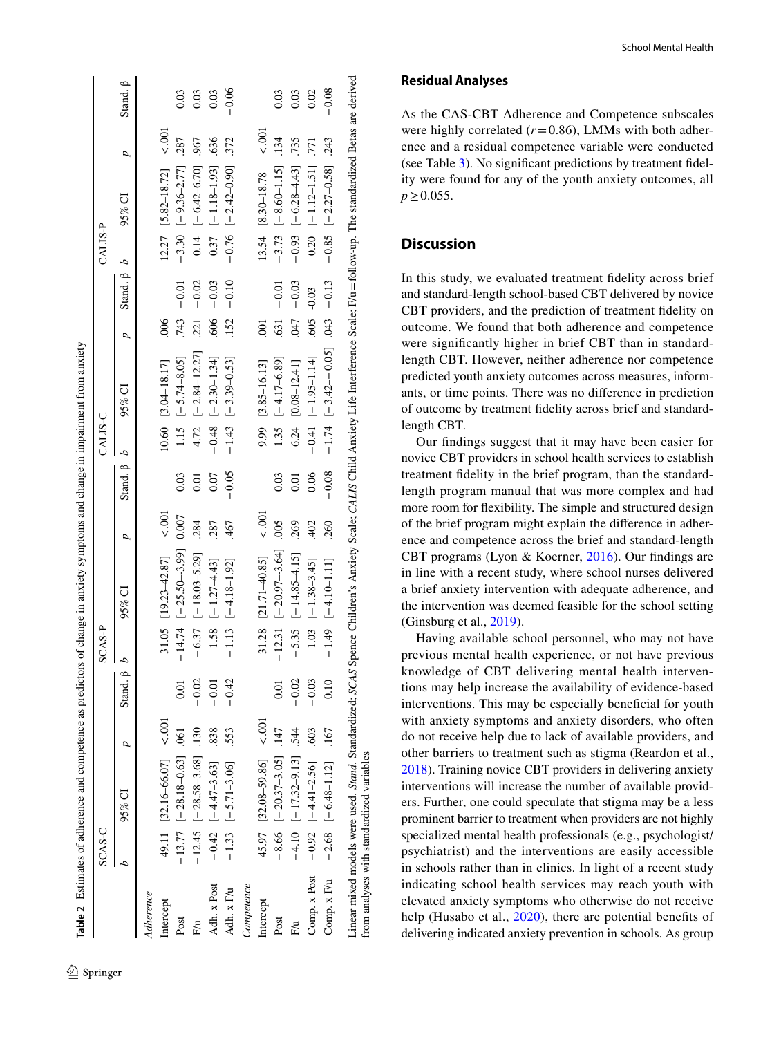**Table 2** Estimates of adherence and competence as predictors of change in anxiety symptoms and change in impairment from anxiety

| | SCAS-C | | | | SCAS-P | | | | CALIS-C | | | | CALIS-P | | | |
|---|---|---|---|---|---|---|---|---|---|---|---|---|---|---|---|---|
| | *b* | 95% CI | *p* | Stand. β | *b* | 95% CI | *p* | Stand. β | *b* | 95% CI | *p* | Stand. β | *b* | 95% CI | *p* | Stand. β |
| *Adherence* | | | | | | | | | | | | | | | | |
| Intercept | 49.11 | [32.16–66.07] | <.001 | | 31.05 | [19.23–42.87] | <.001 | | 10.60 | [3.04–18.17] | .006 | | 12.27 | [5.82–18.72] | <.001 | |
| Post | −13.77 | [−28.18–0.63] | .061 | 0.01 | −14.74 | [−25.50–3.99] | 0.007 | 0.03 | 1.15 | [−5.74–8.05] | .743 | −0.01 | −3.30 | [−9.36–2.77] | .287 | 0.03 |
| F/u | −12.45 | [−28.58–3.68] | .130 | −0.02 | −6.37 | [−18.03–5.29] | .284 | 0.01 | 4.72 | [−2.84–12.27] | .221 | −0.02 | 0.14 | [−6.42–6.70] | .967 | 0.03 |
| Adh. x Post | −0.42 | [−4.47–3.63] | .838 | −0.01 | 1.58 | [−1.27–4.43] | .287 | 0.07 | −0.48 | [−2.30–1.34] | .606 | −0.03 | 0.37 | [−1.18–1.93] | .636 | 0.03 |
| Adh. x F/u | −1.33 | [−5.71–3.06] | .553 | −0.42 | −1.13 | [−4.18–1.92] | .467 | −0.05 | −1.43 | [−3.39–0.53] | .152 | −0.10 | −0.76 | [−2.42–0.90] | .372 | −0.06 |
| *Competence* | | | | | | | | | | | | | | | | |
| Intercept | 45.97 | [32.08–59.86] | <.001 | | 31.28 | [21.71–40.85] | <.001 | | 9.99 | [3.85–16.13] | .001 | | 13.54 | [8.30–18.78 | <.001 | |
| Post | −8.66 | [−20.37–3.05] | .147 | 0.01 | −12.31 | [−20.97–3.64] | .005 | 0.03 | 1.35 | [−4.17–6.89] | .631 | −0.01 | −3.73 | [−8.60–1.15] | .134 | 0.03 |
| F/u | −4.10 | [−17.32–9.13] | .544 | −0.02 | −5.35 | [−14.85–4.15] | .269 | 0.01 | 6.24 | [0.08–12.41] | .047 | −0.03 | −0.93 | [−6.28–4.43] | .735 | 0.03 |
| Comp. x Post | −0.92 | [−4.41–2.56] | .603 | −0.03 | 1.03 | [−1.38–3.45] | .402 | 0.06 | −0.41 | [−1.95–1.14] | .605 | -0.03 | 0.20 | [−1.12–1.51] | .771 | 0.02 |
| Comp. x F/u | −2.68 | [−6.48–1.12] | .167 | 0.10 | −1.49 | [−4.10–1.11] | .260 | −0.08 | −1.74 | [−3.42–−0.05] | .043 | −0.13 | −0.85 | [−2.27–0.58] | .243 | −0.08 |

Linear mixed models were used. *Stand.* Standardized; *SCAS* Spence Children's Anxiety Scale; *CALIS* Child Anxiety Life Interference Scale; F/u = follow-up. The standardized Betas are derived from analyses with standardized variables

## Residual Analyses

As the CAS-CBT Adherence and Competence subscales were highly correlated ($r = 0.86$), LMMs with both adherence and a residual competence variable were conducted (see Table 3). No significant predictions by treatment fidelity were found for any of the youth anxiety outcomes, all $p \geq 0.055$.

## Discussion

In this study, we evaluated treatment fidelity across brief and standard-length school-based CBT delivered by novice CBT providers, and the prediction of treatment fidelity on outcome. We found that both adherence and competence were significantly higher in brief CBT than in standard-length CBT. However, neither adherence nor competence predicted youth anxiety outcomes across measures, informants, or time points. There was no difference in prediction of outcome by treatment fidelity across brief and standard-length CBT.

Our findings suggest that it may have been easier for novice CBT providers in school health services to establish treatment fidelity in the brief program, than the standard-length program manual that was more complex and had more room for flexibility. The simple and structured design of the brief program might explain the difference in adherence and competence across the brief and standard-length CBT programs (Lyon & Koerner, 2016). Our findings are in line with a recent study, where school nurses delivered a brief anxiety intervention with adequate adherence, and the intervention was deemed feasible for the school setting (Ginsburg et al., 2019).

Having available school personnel, who may not have previous mental health experience, or not have previous knowledge of CBT delivering mental health interventions may help increase the availability of evidence-based interventions. This may be especially beneficial for youth with anxiety symptoms and anxiety disorders, who often do not receive help due to lack of available providers, and other barriers to treatment such as stigma (Reardon et al., 2018). Training novice CBT providers in delivering anxiety interventions will increase the number of available providers. Further, one could speculate that stigma may be a less prominent barrier to treatment when providers are not highly specialized mental health professionals (e.g., psychologist/psychiatrist) and the interventions are easily accessible in schools rather than in clinics. In light of a recent study indicating school health services may reach youth with elevated anxiety symptoms who otherwise do not receive help (Husabo et al., 2020), there are potential benefits of delivering indicated anxiety prevention in schools. As group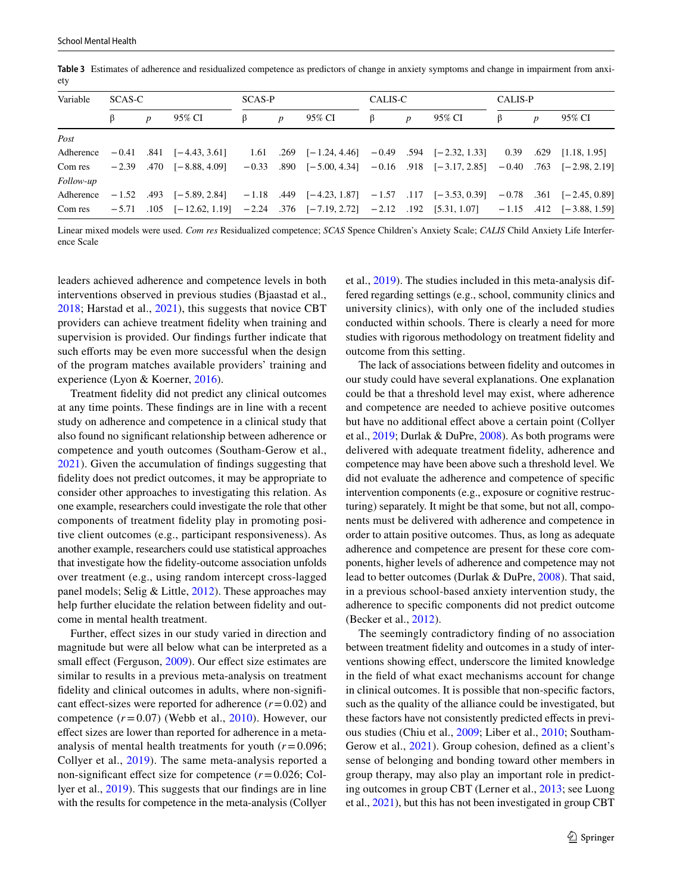**Table 3** Estimates of adherence and residualized competence as predictors of change in anxiety symptoms and change in impairment from anxiety

| Variable | SCAS-C | | | SCAS-P | | | CALIS-C | | | CALIS-P | | |
|---|---|---|---|---|---|---|---|---|---|---|---|---|
| | β | *p* | 95% CI | β | *p* | 95% CI | β | *p* | 95% CI | β | *p* | 95% CI |
| *Post* | | | | | | | | | | | | |
| Adherence | −0.41 | .841 | [−4.43, 3.61] | 1.61 | .269 | [−1.24, 4.46] | −0.49 | .594 | [−2.32, 1.33] | 0.39 | .629 | [1.18, 1.95] |
| Com res | −2.39 | .470 | [−8.88, 4.09] | −0.33 | .890 | [−5.00, 4.34] | −0.16 | .918 | [−3.17, 2.85] | −0.40 | .763 | [−2.98, 2.19] |
| *Follow-up* | | | | | | | | | | | | |
| Adherence | −1.52 | .493 | [−5.89, 2.84] | −1.18 | .449 | [−4.23, 1.87] | −1.57 | .117 | [−3.53, 0.39] | −0.78 | .361 | [−2.45, 0.89] |
| Com res | −5.71 | .105 | [−12.62, 1.19] | −2.24 | .376 | [−7.19, 2.72] | −2.12 | .192 | [5.31, 1.07] | −1.15 | .412 | [−3.88, 1.59] |

Linear mixed models were used. *Com res* Residualized competence; *SCAS* Spence Children's Anxiety Scale; *CALIS* Child Anxiety Life Interference Scale

leaders achieved adherence and competence levels in both interventions observed in previous studies (Bjaastad et al., 2018; Harstad et al., 2021), this suggests that novice CBT providers can achieve treatment fidelity when training and supervision is provided. Our findings further indicate that such efforts may be even more successful when the design of the program matches available providers' training and experience (Lyon & Koerner, 2016).

Treatment fidelity did not predict any clinical outcomes at any time points. These findings are in line with a recent study on adherence and competence in a clinical study that also found no significant relationship between adherence or competence and youth outcomes (Southam-Gerow et al., 2021). Given the accumulation of findings suggesting that fidelity does not predict outcomes, it may be appropriate to consider other approaches to investigating this relation. As one example, researchers could investigate the role that other components of treatment fidelity play in promoting positive client outcomes (e.g., participant responsiveness). As another example, researchers could use statistical approaches that investigate how the fidelity-outcome association unfolds over treatment (e.g., using random intercept cross-lagged panel models; Selig & Little, 2012). These approaches may help further elucidate the relation between fidelity and outcome in mental health treatment.

Further, effect sizes in our study varied in direction and magnitude but were all below what can be interpreted as a small effect (Ferguson, 2009). Our effect size estimates are similar to results in a previous meta-analysis on treatment fidelity and clinical outcomes in adults, where non-significant effect-sizes were reported for adherence ($r = 0.02$) and competence ($r = 0.07$) (Webb et al., 2010). However, our effect sizes are lower than reported for adherence in a meta-analysis of mental health treatments for youth ($r = 0.096$; Collyer et al., 2019). The same meta-analysis reported a non-significant effect size for competence ($r = 0.026$; Collyer et al., 2019). This suggests that our findings are in line with the results for competence in the meta-analysis (Collyer et al., 2019). The studies included in this meta-analysis differed regarding settings (e.g., school, community clinics and university clinics), with only one of the included studies conducted within schools. There is clearly a need for more studies with rigorous methodology on treatment fidelity and outcome from this setting.

The lack of associations between fidelity and outcomes in our study could have several explanations. One explanation could be that a threshold level may exist, where adherence and competence are needed to achieve positive outcomes but have no additional effect above a certain point (Collyer et al., 2019; Durlak & DuPre, 2008). As both programs were delivered with adequate treatment fidelity, adherence and competence may have been above such a threshold level. We did not evaluate the adherence and competence of specific intervention components (e.g., exposure or cognitive restructuring) separately. It might be that some, but not all, components must be delivered with adherence and competence in order to attain positive outcomes. Thus, as long as adequate adherence and competence are present for these core components, higher levels of adherence and competence may not lead to better outcomes (Durlak & DuPre, 2008). That said, in a previous school-based anxiety intervention study, the adherence to specific components did not predict outcome (Becker et al., 2012).

The seemingly contradictory finding of no association between treatment fidelity and outcomes in a study of interventions showing effect, underscore the limited knowledge in the field of what exact mechanisms account for change in clinical outcomes. It is possible that non-specific factors, such as the quality of the alliance could be investigated, but these factors have not consistently predicted effects in previous studies (Chiu et al., 2009; Liber et al., 2010; Southam-Gerow et al., 2021). Group cohesion, defined as a client's sense of belonging and bonding toward other members in group therapy, may also play an important role in predicting outcomes in group CBT (Lerner et al., 2013; see Luong et al., 2021), but this has not been investigated in group CBT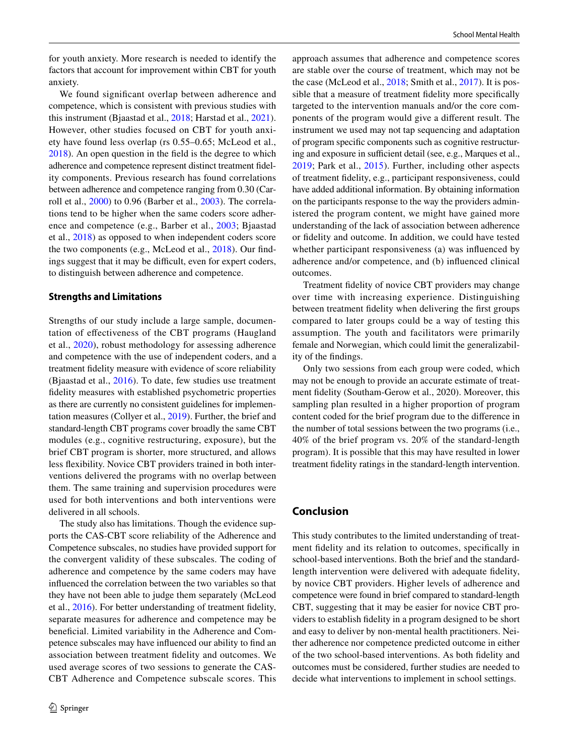for youth anxiety. More research is needed to identify the factors that account for improvement within CBT for youth anxiety.

We found significant overlap between adherence and competence, which is consistent with previous studies with this instrument (Bjaastad et al., 2018; Harstad et al., 2021). However, other studies focused on CBT for youth anxiety have found less overlap (rs 0.55–0.65; McLeod et al., 2018). An open question in the field is the degree to which adherence and competence represent distinct treatment fidelity components. Previous research has found correlations between adherence and competence ranging from 0.30 (Carroll et al., 2000) to 0.96 (Barber et al., 2003). The correlations tend to be higher when the same coders score adherence and competence (e.g., Barber et al., 2003; Bjaastad et al., 2018) as opposed to when independent coders score the two components (e.g., McLeod et al., 2018). Our findings suggest that it may be difficult, even for expert coders, to distinguish between adherence and competence.

### Strengths and Limitations

Strengths of our study include a large sample, documentation of effectiveness of the CBT programs (Haugland et al., 2020), robust methodology for assessing adherence and competence with the use of independent coders, and a treatment fidelity measure with evidence of score reliability (Bjaastad et al., 2016). To date, few studies use treatment fidelity measures with established psychometric properties as there are currently no consistent guidelines for implementation measures (Collyer et al., 2019). Further, the brief and standard-length CBT programs cover broadly the same CBT modules (e.g., cognitive restructuring, exposure), but the brief CBT program is shorter, more structured, and allows less flexibility. Novice CBT providers trained in both interventions delivered the programs with no overlap between them. The same training and supervision procedures were used for both interventions and both interventions were delivered in all schools.

The study also has limitations. Though the evidence supports the CAS-CBT score reliability of the Adherence and Competence subscales, no studies have provided support for the convergent validity of these subscales. The coding of adherence and competence by the same coders may have influenced the correlation between the two variables so that they have not been able to judge them separately (McLeod et al., 2016). For better understanding of treatment fidelity, separate measures for adherence and competence may be beneficial. Limited variability in the Adherence and Competence subscales may have influenced our ability to find an association between treatment fidelity and outcomes. We used average scores of two sessions to generate the CAS-CBT Adherence and Competence subscale scores. This approach assumes that adherence and competence scores are stable over the course of treatment, which may not be the case (McLeod et al., 2018; Smith et al., 2017). It is possible that a measure of treatment fidelity more specifically targeted to the intervention manuals and/or the core components of the program would give a different result. The instrument we used may not tap sequencing and adaptation of program specific components such as cognitive restructuring and exposure in sufficient detail (see, e.g., Marques et al., 2019; Park et al., 2015). Further, including other aspects of treatment fidelity, e.g., participant responsiveness, could have added additional information. By obtaining information on the participants response to the way the providers administered the program content, we might have gained more understanding of the lack of association between adherence or fidelity and outcome. In addition, we could have tested whether participant responsiveness (a) was influenced by adherence and/or competence, and (b) influenced clinical outcomes.

Treatment fidelity of novice CBT providers may change over time with increasing experience. Distinguishing between treatment fidelity when delivering the first groups compared to later groups could be a way of testing this assumption. The youth and facilitators were primarily female and Norwegian, which could limit the generalizability of the findings.

Only two sessions from each group were coded, which may not be enough to provide an accurate estimate of treatment fidelity (Southam-Gerow et al., 2020). Moreover, this sampling plan resulted in a higher proportion of program content coded for the brief program due to the difference in the number of total sessions between the two programs (i.e., 40% of the brief program vs. 20% of the standard-length program). It is possible that this may have resulted in lower treatment fidelity ratings in the standard-length intervention.

## Conclusion

This study contributes to the limited understanding of treatment fidelity and its relation to outcomes, specifically in school-based interventions. Both the brief and the standard-length intervention were delivered with adequate fidelity, by novice CBT providers. Higher levels of adherence and competence were found in brief compared to standard-length CBT, suggesting that it may be easier for novice CBT providers to establish fidelity in a program designed to be short and easy to deliver by non-mental health practitioners. Neither adherence nor competence predicted outcome in either of the two school-based interventions. As both fidelity and outcomes must be considered, further studies are needed to decide what interventions to implement in school settings.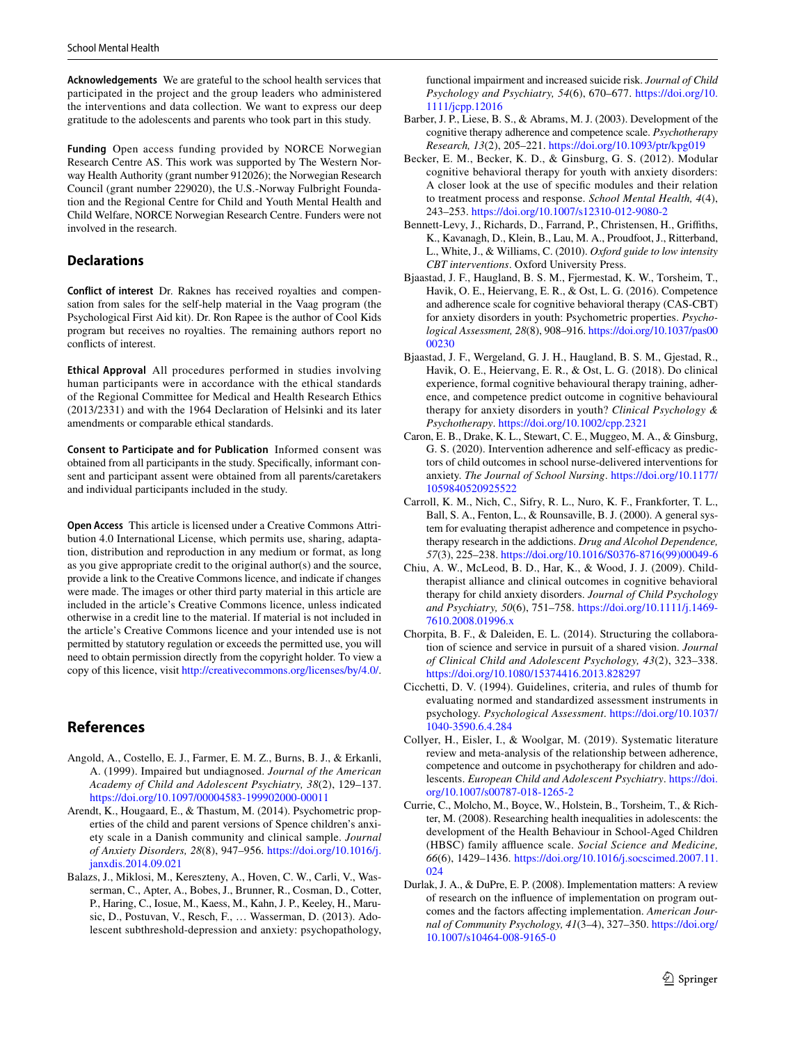**Acknowledgements** We are grateful to the school health services that participated in the project and the group leaders who administered the interventions and data collection. We want to express our deep gratitude to the adolescents and parents who took part in this study.

**Funding** Open access funding provided by NORCE Norwegian Research Centre AS. This work was supported by The Western Norway Health Authority (grant number 912026); the Norwegian Research Council (grant number 229020), the U.S.-Norway Fulbright Foundation and the Regional Centre for Child and Youth Mental Health and Child Welfare, NORCE Norwegian Research Centre. Funders were not involved in the research.

## Declarations

**Conflict of interest** Dr. Raknes has received royalties and compensation from sales for the self-help material in the Vaag program (the Psychological First Aid kit). Dr. Ron Rapee is the author of Cool Kids program but receives no royalties. The remaining authors report no conflicts of interest.

**Ethical Approval** All procedures performed in studies involving human participants were in accordance with the ethical standards of the Regional Committee for Medical and Health Research Ethics (2013/2331) and with the 1964 Declaration of Helsinki and its later amendments or comparable ethical standards.

**Consent to Participate and for Publication** Informed consent was obtained from all participants in the study. Specifically, informant consent and participant assent were obtained from all parents/caretakers and individual participants included in the study.

**Open Access** This article is licensed under a Creative Commons Attribution 4.0 International License, which permits use, sharing, adaptation, distribution and reproduction in any medium or format, as long as you give appropriate credit to the original author(s) and the source, provide a link to the Creative Commons licence, and indicate if changes were made. The images or other third party material in this article are included in the article's Creative Commons licence, unless indicated otherwise in a credit line to the material. If material is not included in the article's Creative Commons licence and your intended use is not permitted by statutory regulation or exceeds the permitted use, you will need to obtain permission directly from the copyright holder. To view a copy of this licence, visit http://creativecommons.org/licenses/by/4.0/.

## References

Angold, A., Costello, E. J., Farmer, E. M. Z., Burns, B. J., & Erkanli, A. (1999). Impaired but undiagnosed. *Journal of the American Academy of Child and Adolescent Psychiatry, 38*(2), 129–137. https://doi.org/10.1097/00004583-199902000-00011

Arendt, K., Hougaard, E., & Thastum, M. (2014). Psychometric properties of the child and parent versions of Spence children's anxiety scale in a Danish community and clinical sample. *Journal of Anxiety Disorders, 28*(8), 947–956. https://doi.org/10.1016/j.janxdis.2014.09.021

Balazs, J., Miklosi, M., Kereszteny, A., Hoven, C. W., Carli, V., Wasserman, C., Apter, A., Bobes, J., Brunner, R., Cosman, D., Cotter, P., Haring, C., Iosue, M., Kaess, M., Kahn, J. P., Keeley, H., Marusic, D., Postuvan, V., Resch, F., … Wasserman, D. (2013). Adolescent subthreshold-depression and anxiety: psychopathology, functional impairment and increased suicide risk. *Journal of Child Psychology and Psychiatry, 54*(6), 670–677. https://doi.org/10.1111/jcpp.12016

Barber, J. P., Liese, B. S., & Abrams, M. J. (2003). Development of the cognitive therapy adherence and competence scale. *Psychotherapy Research, 13*(2), 205–221. https://doi.org/10.1093/ptr/kpg019

Becker, E. M., Becker, K. D., & Ginsburg, G. S. (2012). Modular cognitive behavioral therapy for youth with anxiety disorders: A closer look at the use of specific modules and their relation to treatment process and response. *School Mental Health, 4*(4), 243–253. https://doi.org/10.1007/s12310-012-9080-2

Bennett-Levy, J., Richards, D., Farrand, P., Christensen, H., Griffiths, K., Kavanagh, D., Klein, B., Lau, M. A., Proudfoot, J., Ritterband, L., White, J., & Williams, C. (2010). *Oxford guide to low intensity CBT interventions*. Oxford University Press.

Bjaastad, J. F., Haugland, B. S. M., Fjermestad, K. W., Torsheim, T., Havik, O. E., Heiervang, E. R., & Ost, L. G. (2016). Competence and adherence scale for cognitive behavioral therapy (CAS-CBT) for anxiety disorders in youth: Psychometric properties. *Psychological Assessment, 28*(8), 908–916. https://doi.org/10.1037/pas0000230

Bjaastad, J. F., Wergeland, G. J. H., Haugland, B. S. M., Gjestad, R., Havik, O. E., Heiervang, E. R., & Ost, L. G. (2018). Do clinical experience, formal cognitive behavioural therapy training, adherence, and competence predict outcome in cognitive behavioural therapy for anxiety disorders in youth? *Clinical Psychology & Psychotherapy*. https://doi.org/10.1002/cpp.2321

Caron, E. B., Drake, K. L., Stewart, C. E., Muggeo, M. A., & Ginsburg, G. S. (2020). Intervention adherence and self-efficacy as predictors of child outcomes in school nurse-delivered interventions for anxiety. *The Journal of School Nursing*. https://doi.org/10.1177/1059840520925522

Carroll, K. M., Nich, C., Sifry, R. L., Nuro, K. F., Frankforter, T. L., Ball, S. A., Fenton, L., & Rounsaville, B. J. (2000). A general system for evaluating therapist adherence and competence in psychotherapy research in the addictions. *Drug and Alcohol Dependence, 57*(3), 225–238. https://doi.org/10.1016/S0376-8716(99)00049-6

Chiu, A. W., McLeod, B. D., Har, K., & Wood, J. J. (2009). Child-therapist alliance and clinical outcomes in cognitive behavioral therapy for child anxiety disorders. *Journal of Child Psychology and Psychiatry, 50*(6), 751–758. https://doi.org/10.1111/j.1469-7610.2008.01996.x

Chorpita, B. F., & Daleiden, E. L. (2014). Structuring the collaboration of science and service in pursuit of a shared vision. *Journal of Clinical Child and Adolescent Psychology, 43*(2), 323–338. https://doi.org/10.1080/15374416.2013.828297

Cicchetti, D. V. (1994). Guidelines, criteria, and rules of thumb for evaluating normed and standardized assessment instruments in psychology. *Psychological Assessment*. https://doi.org/10.1037/1040-3590.6.4.284

Collyer, H., Eisler, I., & Woolgar, M. (2019). Systematic literature review and meta-analysis of the relationship between adherence, competence and outcome in psychotherapy for children and adolescents. *European Child and Adolescent Psychiatry*. https://doi.org/10.1007/s00787-018-1265-2

Currie, C., Molcho, M., Boyce, W., Holstein, B., Torsheim, T., & Richter, M. (2008). Researching health inequalities in adolescents: the development of the Health Behaviour in School-Aged Children (HBSC) family affluence scale. *Social Science and Medicine, 66*(6), 1429–1436. https://doi.org/10.1016/j.socscimed.2007.11.024

Durlak, J. A., & DuPre, E. P. (2008). Implementation matters: A review of research on the influence of implementation on program outcomes and the factors affecting implementation. *American Journal of Community Psychology, 41*(3–4), 327–350. https://doi.org/10.1007/s10464-008-9165-0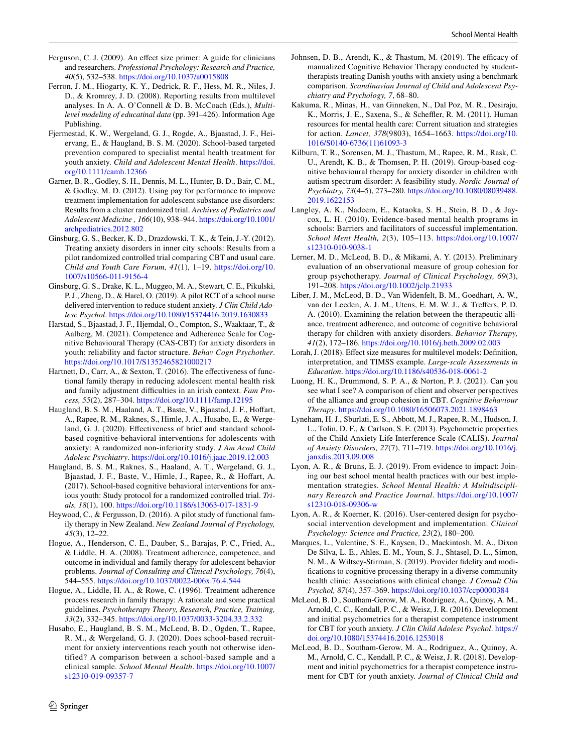Ferguson, C. J. (2009). An effect size primer: A guide for clinicians and researchers. *Professional Psychology: Research and Practice, 40*(5), 532–538. https://doi.org/10.1037/a0015808

Ferron, J. M., Hiogarty, K. Y., Dedrick, R. F., Hess, M. R., Niles, J. D., & Kromrey, J. D. (2008). Reporting results from multilevel analyses. In A. A. O'Connell & D. B. McCoach (Eds.), *Multilevel modeling of educatinal data* (pp. 391–426). Information Age Publishing.

Fjermestad, K. W., Wergeland, G. J., Rogde, A., Bjaastad, J. F., Heiervang, E., & Haugland, B. S. M. (2020). School-based targeted prevention compared to specialist mental health treatment for youth anxiety. *Child and Adolescent Mental Health*. https://doi.org/10.1111/camh.12366

Garner, B. R., Godley, S. H., Dennis, M. L., Hunter, B. D., Bair, C. M., & Godley, M. D. (2012). Using pay for performance to improve treatment implementation for adolescent substance use disorders: Results from a cluster randomized trial. *Archives of Pediatrics and Adolescent Medicine , 166*(10), 938–944. https://doi.org/10.1001/archpediatrics.2012.802

Ginsburg, G. S., Becker, K. D., Drazdowski, T. K., & Tein, J.-Y. (2012). Treating anxiety disorders in inner city schools: Results from a pilot randomized controlled trial comparing CBT and usual care. *Child and Youth Care Forum, 41*(1), 1–19. https://doi.org/10.1007/s10566-011-9156-4

Ginsburg, G. S., Drake, K. L., Muggeo, M. A., Stewart, C. E., Pikulski, P. J., Zheng, D., & Harel, O. (2019). A pilot RCT of a school nurse delivered intervention to reduce student anxiety. *J Clin Child Adolesc Psychol*. https://doi.org/10.1080/15374416.2019.1630833

Harstad, S., Bjaastad, J. F., Hjemdal, O., Compton, S., Waaktaar, T., & Aalberg, M. (2021). Competence and Adherence Scale for Cognitive Behavioural Therapy (CAS-CBT) for anxiety disorders in youth: reliability and factor structure. *Behav Cogn Psychother*. https://doi.org/10.1017/S1352465821000217

Hartnett, D., Carr, A., & Sexton, T. (2016). The effectiveness of functional family therapy in reducing adolescent mental health risk and family adjustment difficulties in an irish context. *Fam Process, 55*(2), 287–304. https://doi.org/10.1111/famp.12195

Haugland, B. S. M., Haaland, A. T., Baste, V., Bjaastad, J. F., Hoffart, A., Rapee, R. M., Raknes, S., Himle, J. A., Husabo, E., & Wergeland, G. J. (2020). Effectiveness of brief and standard school-based cognitive-behavioral interventions for adolescents with anxiety: A randomized non-inferiority study. *J Am Acad Child Adolesc Psychiatry*. https://doi.org/10.1016/j.jaac.2019.12.003

Haugland, B. S. M., Raknes, S., Haaland, A. T., Wergeland, G. J., Bjaastad, J. F., Baste, V., Himle, J., Rapee, R., & Hoffart, A. (2017). School-based cognitive behavioral interventions for anxious youth: Study protocol for a randomized controlled trial. *Trials, 18*(1), 100. https://doi.org/10.1186/s13063-017-1831-9

Heywood, C., & Fergusson, D. (2016). A pilot study of functional family therapy in New Zealand. *New Zealand Journal of Psychology, 45*(3), 12–22.

Hogue, A., Henderson, C. E., Dauber, S., Barajas, P. C., Fried, A., & Liddle, H. A. (2008). Treatment adherence, competence, and outcome in individual and family therapy for adolescent behavior problems. *Journal of Consulting and Clinical Psychology, 76*(4), 544–555. https://doi.org/10.1037/0022-006x.76.4.544

Hogue, A., Liddle, H. A., & Rowe, C. (1996). Treatment adherence process research in family therapy: A rationale and some practical guidelines. *Psychotherapy Theory, Research, Practice, Training, 33*(2), 332–345. https://doi.org/10.1037/0033-3204.33.2.332

Husabo, E., Haugland, B. S. M., McLeod, B. D., Ogden, T., Rapee, R. M., & Wergeland, G. J. (2020). Does school-based recruitment for anxiety interventions reach youth not otherwise identified? A comparison between a school-based sample and a clinical sample. *School Mental Health*. https://doi.org/10.1007/s12310-019-09357-7

Johnsen, D. B., Arendt, K., & Thastum, M. (2019). The efficacy of manualized Cognitive Behavior Therapy conducted by student-therapists treating Danish youths with anxiety using a benchmark comparison. *Scandinavian Journal of Child and Adolescent Psychiatry and Psychology, 7*, 68–80.

Kakuma, R., Minas, H., van Ginneken, N., Dal Poz, M. R., Desiraju, K., Morris, J. E., Saxena, S., & Scheffler, R. M. (2011). Human resources for mental health care: Current situation and strategies for action. *Lancet, 378*(9803), 1654–1663. https://doi.org/10.1016/S0140-6736(11)61093-3

Kilburn, T. R., Sorensen, M. J., Thastum, M., Rapee, R. M., Rask, C. U., Arendt, K. B., & Thomsen, P. H. (2019). Group-based cognitive behavioural therapy for anxiety disorder in children with autism spectrum disorder: A feasibility study. *Nordic Journal of Psychiatry, 73*(4–5), 273–280. https://doi.org/10.1080/08039488.2019.1622153

Langley, A. K., Nadeem, E., Kataoka, S. H., Stein, B. D., & Jaycox, L. H. (2010). Evidence-based mental health programs in schools: Barriers and facilitators of successful implementation. *School Ment Health, 2*(3), 105–113. https://doi.org/10.1007/s12310-010-9038-1

Lerner, M. D., McLeod, B. D., & Mikami, A. Y. (2013). Preliminary evaluation of an observational measure of group cohesion for group psychotherapy. *Journal of Clinical Psychology, 69*(3), 191–208. https://doi.org/10.1002/jclp.21933

Liber, J. M., McLeod, B. D., Van Widenfelt, B. M., Goedhart, A. W., van der Leeden, A. J. M., Utens, E. M. W. J., & Treffers, P. D. A. (2010). Examining the relation between the therapeutic alliance, treatment adherence, and outcome of cognitive behavioral therapy for children with anxiety disorders. *Behavior Therapy, 41*(2), 172–186. https://doi.org/10.1016/j.beth.2009.02.003

Lorah, J. (2018). Effect size measures for multilevel models: Definition, interpretation, and TIMSS example. *Large-scale Assessments in Education*. https://doi.org/10.1186/s40536-018-0061-2

Luong, H. K., Drummond, S. P. A., & Norton, P. J. (2021). Can you see what I see? A comparison of client and observer perspectives of the alliance and group cohesion in CBT. *Cognitive Behaviour Therapy*. https://doi.org/10.1080/16506073.2021.1898463

Lyneham, H. J., Sburlati, E. S., Abbott, M. J., Rapee, R. M., Hudson, J. L., Tolin, D. F., & Carlson, S. E. (2013). Psychometric properties of the Child Anxiety Life Interference Scale (CALIS). *Journal of Anxiety Disorders, 27*(7), 711–719. https://doi.org/10.1016/j.janxdis.2013.09.008

Lyon, A. R., & Bruns, E. J. (2019). From evidence to impact: Joining our best school mental health practices with our best implementation strategies. *School Mental Health: A Multidisciplinary Research and Practice Journal*. https://doi.org/10.1007/s12310-018-09306-w

Lyon, A. R., & Koerner, K. (2016). User-centered design for psychosocial intervention development and implementation. *Clinical Psychology: Science and Practice, 23*(2), 180–200.

Marques, L., Valentine, S. E., Kaysen, D., Mackintosh, M. A., Dixon De Silva, L. E., Ahles, E. M., Youn, S. J., Shtasel, D. L., Simon, N. M., & Wiltsey-Stirman, S. (2019). Provider fidelity and modifications to cognitive processing therapy in a diverse community health clinic: Associations with clinical change. *J Consult Clin Psychol, 87*(4), 357–369. https://doi.org/10.1037/ccp0000384

McLeod, B. D., Southam-Gerow, M. A., Rodriguez, A., Quinoy, A. M., Arnold, C. C., Kendall, P. C., & Weisz, J. R. (2016). Development and initial psychometrics for a therapist competence instrument for CBT for youth anxiety. *J Clin Child Adolesc Psychol*. https://doi.org/10.1080/15374416.2016.1253018

McLeod, B. D., Southam-Gerow, M. A., Rodriguez, A., Quinoy, A. M., Arnold, C. C., Kendall, P. C., & Weisz, J. R. (2018). Development and initial psychometrics for a therapist competence instrument for CBT for youth anxiety. *Journal of Clinical Child and*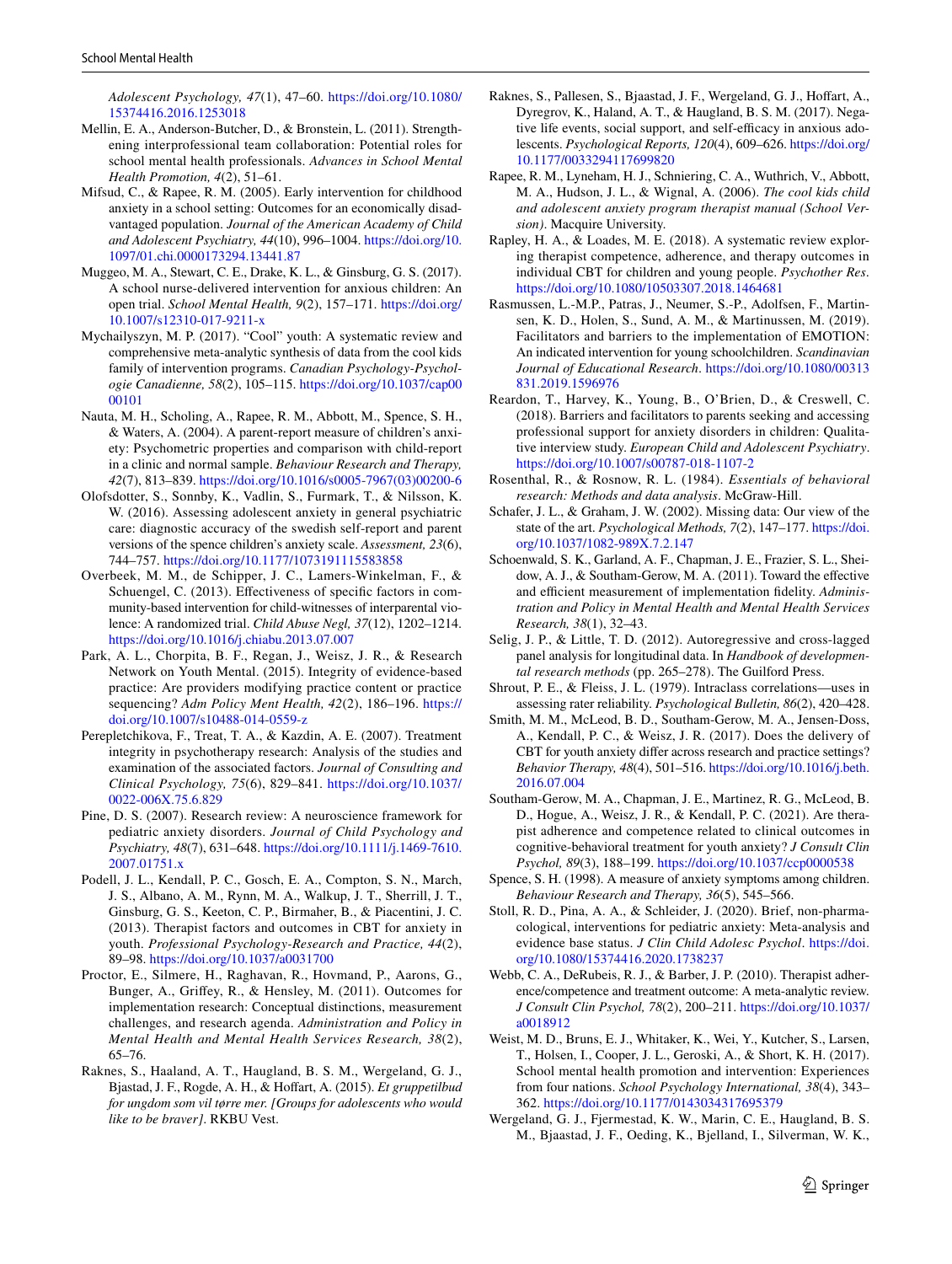*Adolescent Psychology, 47*(1), 47–60. https://doi.org/10.1080/15374416.2016.1253018

Mellin, E. A., Anderson-Butcher, D., & Bronstein, L. (2011). Strengthening interprofessional team collaboration: Potential roles for school mental health professionals. *Advances in School Mental Health Promotion, 4*(2), 51–61.

Mifsud, C., & Rapee, R. M. (2005). Early intervention for childhood anxiety in a school setting: Outcomes for an economically disadvantaged population. *Journal of the American Academy of Child and Adolescent Psychiatry, 44*(10), 996–1004. https://doi.org/10.1097/01.chi.0000173294.13441.87

Muggeo, M. A., Stewart, C. E., Drake, K. L., & Ginsburg, G. S. (2017). A school nurse-delivered intervention for anxious children: An open trial. *School Mental Health, 9*(2), 157–171. https://doi.org/10.1007/s12310-017-9211-x

Mychailyszyn, M. P. (2017). "Cool" youth: A systematic review and comprehensive meta-analytic synthesis of data from the cool kids family of intervention programs. *Canadian Psychology-Psychologie Canadienne, 58*(2), 105–115. https://doi.org/10.1037/cap0000101

Nauta, M. H., Scholing, A., Rapee, R. M., Abbott, M., Spence, S. H., & Waters, A. (2004). A parent-report measure of children's anxiety: Psychometric properties and comparison with child-report in a clinic and normal sample. *Behaviour Research and Therapy, 42*(7), 813–839. https://doi.org/10.1016/s0005-7967(03)00200-6

Olofsdotter, S., Sonnby, K., Vadlin, S., Furmark, T., & Nilsson, K. W. (2016). Assessing adolescent anxiety in general psychiatric care: diagnostic accuracy of the swedish self-report and parent versions of the spence children's anxiety scale. *Assessment, 23*(6), 744–757. https://doi.org/10.1177/1073191115583858

Overbeek, M. M., de Schipper, J. C., Lamers-Winkelman, F., & Schuengel, C. (2013). Effectiveness of specific factors in community-based intervention for child-witnesses of interparental violence: A randomized trial. *Child Abuse Negl, 37*(12), 1202–1214. https://doi.org/10.1016/j.chiabu.2013.07.007

Park, A. L., Chorpita, B. F., Regan, J., Weisz, J. R., & Research Network on Youth Mental. (2015). Integrity of evidence-based practice: Are providers modifying practice content or practice sequencing? *Adm Policy Ment Health, 42*(2), 186–196. https://doi.org/10.1007/s10488-014-0559-z

Perepletchikova, F., Treat, T. A., & Kazdin, A. E. (2007). Treatment integrity in psychotherapy research: Analysis of the studies and examination of the associated factors. *Journal of Consulting and Clinical Psychology, 75*(6), 829–841. https://doi.org/10.1037/0022-006X.75.6.829

Pine, D. S. (2007). Research review: A neuroscience framework for pediatric anxiety disorders. *Journal of Child Psychology and Psychiatry, 48*(7), 631–648. https://doi.org/10.1111/j.1469-7610.2007.01751.x

Podell, J. L., Kendall, P. C., Gosch, E. A., Compton, S. N., March, J. S., Albano, A. M., Rynn, M. A., Walkup, J. T., Sherrill, J. T., Ginsburg, G. S., Keeton, C. P., Birmaher, B., & Piacentini, J. C. (2013). Therapist factors and outcomes in CBT for anxiety in youth. *Professional Psychology-Research and Practice, 44*(2), 89–98. https://doi.org/10.1037/a0031700

Proctor, E., Silmere, H., Raghavan, R., Hovmand, P., Aarons, G., Bunger, A., Griffey, R., & Hensley, M. (2011). Outcomes for implementation research: Conceptual distinctions, measurement challenges, and research agenda. *Administration and Policy in Mental Health and Mental Health Services Research, 38*(2), 65–76.

Raknes, S., Haaland, A. T., Haugland, B. S. M., Wergeland, G. J., Bjaastad, J. F., Rogde, A. H., & Hoffart, A. (2015). *Et gruppetilbud for ungdom som vil tørre mer. [Groups for adolescents who would like to be braver]*. RKBU Vest.

Raknes, S., Pallesen, S., Bjaastad, J. F., Wergeland, G. J., Hoffart, A., Dyregrov, K., Haland, A. T., & Haugland, B. S. M. (2017). Negative life events, social support, and self-efficacy in anxious adolescents. *Psychological Reports, 120*(4), 609–626. https://doi.org/10.1177/0033294117699820

Rapee, R. M., Lyneham, H. J., Schniering, C. A., Wuthrich, V., Abbott, M. A., Hudson, J. L., & Wignal, A. (2006). *The cool kids child and adolescent anxiety program therapist manual (School Version)*. Macquire University.

Rapley, H. A., & Loades, M. E. (2018). A systematic review exploring therapist competence, adherence, and therapy outcomes in individual CBT for children and young people. *Psychother Res*. https://doi.org/10.1080/10503307.2018.1464681

Rasmussen, L.-M.P., Patras, J., Neumer, S.-P., Adolfsen, F., Martinsen, K. D., Holen, S., Sund, A. M., & Martinussen, M. (2019). Facilitators and barriers to the implementation of EMOTION: An indicated intervention for young schoolchildren. *Scandinavian Journal of Educational Research*. https://doi.org/10.1080/00313831.2019.1596976

Reardon, T., Harvey, K., Young, B., O'Brien, D., & Creswell, C. (2018). Barriers and facilitators to parents seeking and accessing professional support for anxiety disorders in children: Qualitative interview study. *European Child and Adolescent Psychiatry*. https://doi.org/10.1007/s00787-018-1107-2

Rosenthal, R., & Rosnow, R. L. (1984). *Essentials of behavioral research: Methods and data analysis*. McGraw-Hill.

Schafer, J. L., & Graham, J. W. (2002). Missing data: Our view of the state of the art. *Psychological Methods, 7*(2), 147–177. https://doi.org/10.1037/1082-989X.7.2.147

Schoenwald, S. K., Garland, A. F., Chapman, J. E., Frazier, S. L., Sheidow, A. J., & Southam-Gerow, M. A. (2011). Toward the effective and efficient measurement of implementation fidelity. *Administration and Policy in Mental Health and Mental Health Services Research, 38*(1), 32–43.

Selig, J. P., & Little, T. D. (2012). Autoregressive and cross-lagged panel analysis for longitudinal data. In *Handbook of developmental research methods* (pp. 265–278). The Guilford Press.

Shrout, P. E., & Fleiss, J. L. (1979). Intraclass correlations—uses in assessing rater reliability. *Psychological Bulletin, 86*(2), 420–428.

Smith, M. M., McLeod, B. D., Southam-Gerow, M. A., Jensen-Doss, A., Kendall, P. C., & Weisz, J. R. (2017). Does the delivery of CBT for youth anxiety differ across research and practice settings? *Behavior Therapy, 48*(4), 501–516. https://doi.org/10.1016/j.beth.2016.07.004

Southam-Gerow, M. A., Chapman, J. E., Martinez, R. G., McLeod, B. D., Hogue, A., Weisz, J. R., & Kendall, P. C. (2021). Are therapist adherence and competence related to clinical outcomes in cognitive-behavioral treatment for youth anxiety? *J Consult Clin Psychol, 89*(3), 188–199. https://doi.org/10.1037/ccp0000538

Spence, S. H. (1998). A measure of anxiety symptoms among children. *Behaviour Research and Therapy, 36*(5), 545–566.

Stoll, R. D., Pina, A. A., & Schleider, J. (2020). Brief, non-pharmacological, interventions for pediatric anxiety: Meta-analysis and evidence base status. *J Clin Child Adolesc Psychol*. https://doi.org/10.1080/15374416.2020.1738237

Webb, C. A., DeRubeis, R. J., & Barber, J. P. (2010). Therapist adherence/competence and treatment outcome: A meta-analytic review. *J Consult Clin Psychol, 78*(2), 200–211. https://doi.org/10.1037/a0018912

Weist, M. D., Bruns, E. J., Whitaker, K., Wei, Y., Kutcher, S., Larsen, T., Holsen, I., Cooper, J. L., Geroski, A., & Short, K. H. (2017). School mental health promotion and intervention: Experiences from four nations. *School Psychology International, 38*(4), 343–362. https://doi.org/10.1177/0143034317695379

Wergeland, G. J., Fjermestad, K. W., Marin, C. E., Haugland, B. S. M., Bjaastad, J. F., Oeding, K., Bjelland, I., Silverman, W. K.,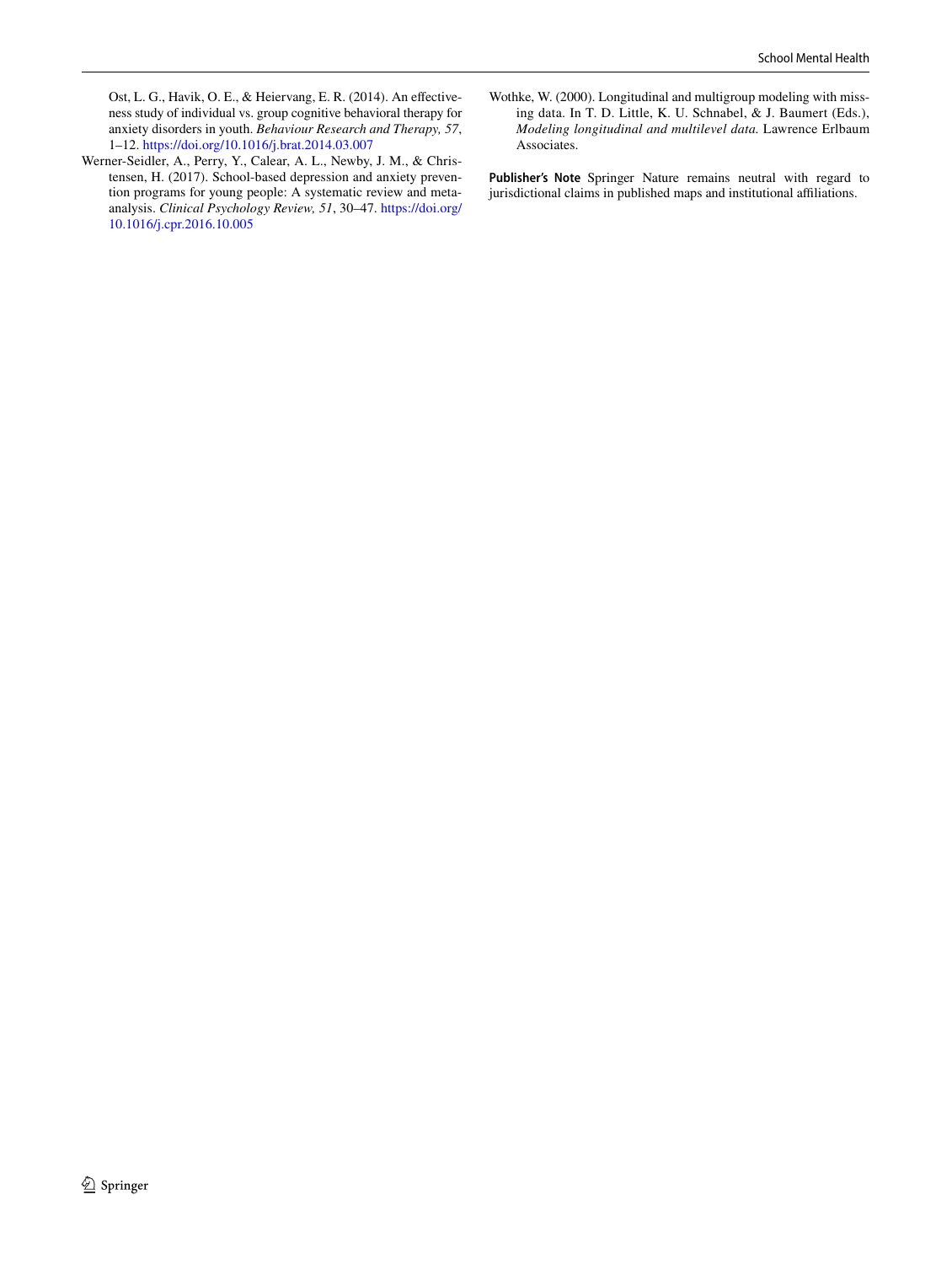Ost, L. G., Havik, O. E., & Heiervang, E. R. (2014). An effectiveness study of individual vs. group cognitive behavioral therapy for anxiety disorders in youth. *Behaviour Research and Therapy, 57*, 1–12. https://doi.org/10.1016/j.brat.2014.03.007

Werner-Seidler, A., Perry, Y., Calear, A. L., Newby, J. M., & Christensen, H. (2017). School-based depression and anxiety prevention programs for young people: A systematic review and meta-analysis. *Clinical Psychology Review, 51*, 30–47. https://doi.org/10.1016/j.cpr.2016.10.005

Wothke, W. (2000). Longitudinal and multigroup modeling with missing data. In T. D. Little, K. U. Schnabel, & J. Baumert (Eds.), *Modeling longitudinal and multilevel data.* Lawrence Erlbaum Associates.

**Publisher's Note** Springer Nature remains neutral with regard to jurisdictional claims in published maps and institutional affiliations.